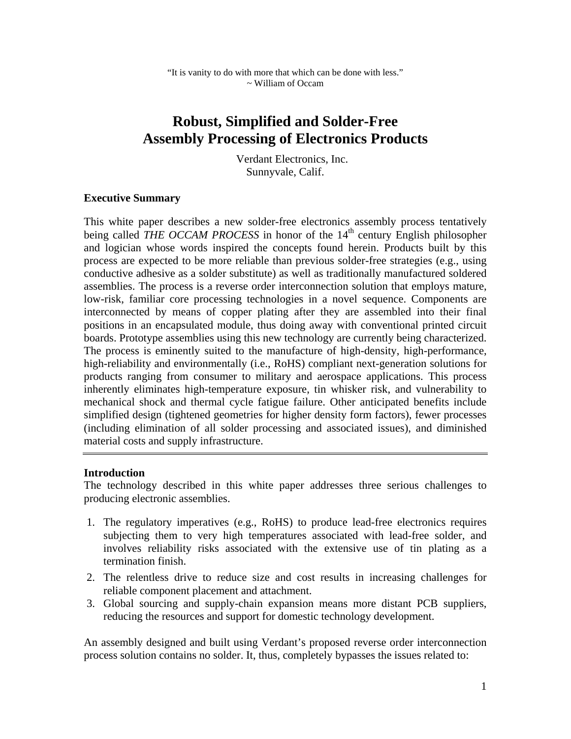"It is vanity to do with more that which can be done with less."
~ William of Occam

# Robust, Simplified and Solder-Free Assembly Processing of Electronics Products

Verdant Electronics, Inc.
Sunnyvale, Calif.

**Executive Summary**

This white paper describes a new solder-free electronics assembly process tentatively being called *THE OCCAM PROCESS* in honor of the 14th century English philosopher and logician whose words inspired the concepts found herein. Products built by this process are expected to be more reliable than previous solder-free strategies (e.g., using conductive adhesive as a solder substitute) as well as traditionally manufactured soldered assemblies. The process is a reverse order interconnection solution that employs mature, low-risk, familiar core processing technologies in a novel sequence. Components are interconnected by means of copper plating after they are assembled into their final positions in an encapsulated module, thus doing away with conventional printed circuit boards. Prototype assemblies using this new technology are currently being characterized. The process is eminently suited to the manufacture of high-density, high-performance, high-reliability and environmentally (i.e., RoHS) compliant next-generation solutions for products ranging from consumer to military and aerospace applications. This process inherently eliminates high-temperature exposure, tin whisker risk, and vulnerability to mechanical shock and thermal cycle fatigue failure. Other anticipated benefits include simplified design (tightened geometries for higher density form factors), fewer processes (including elimination of all solder processing and associated issues), and diminished material costs and supply infrastructure.

---

**Introduction**

The technology described in this white paper addresses three serious challenges to producing electronic assemblies.

1. The regulatory imperatives (e.g., RoHS) to produce lead-free electronics requires subjecting them to very high temperatures associated with lead-free solder, and involves reliability risks associated with the extensive use of tin plating as a termination finish.
2. The relentless drive to reduce size and cost results in increasing challenges for reliable component placement and attachment.
3. Global sourcing and supply-chain expansion means more distant PCB suppliers, reducing the resources and support for domestic technology development.

An assembly designed and built using Verdant's proposed reverse order interconnection process solution contains no solder. It, thus, completely bypasses the issues related to: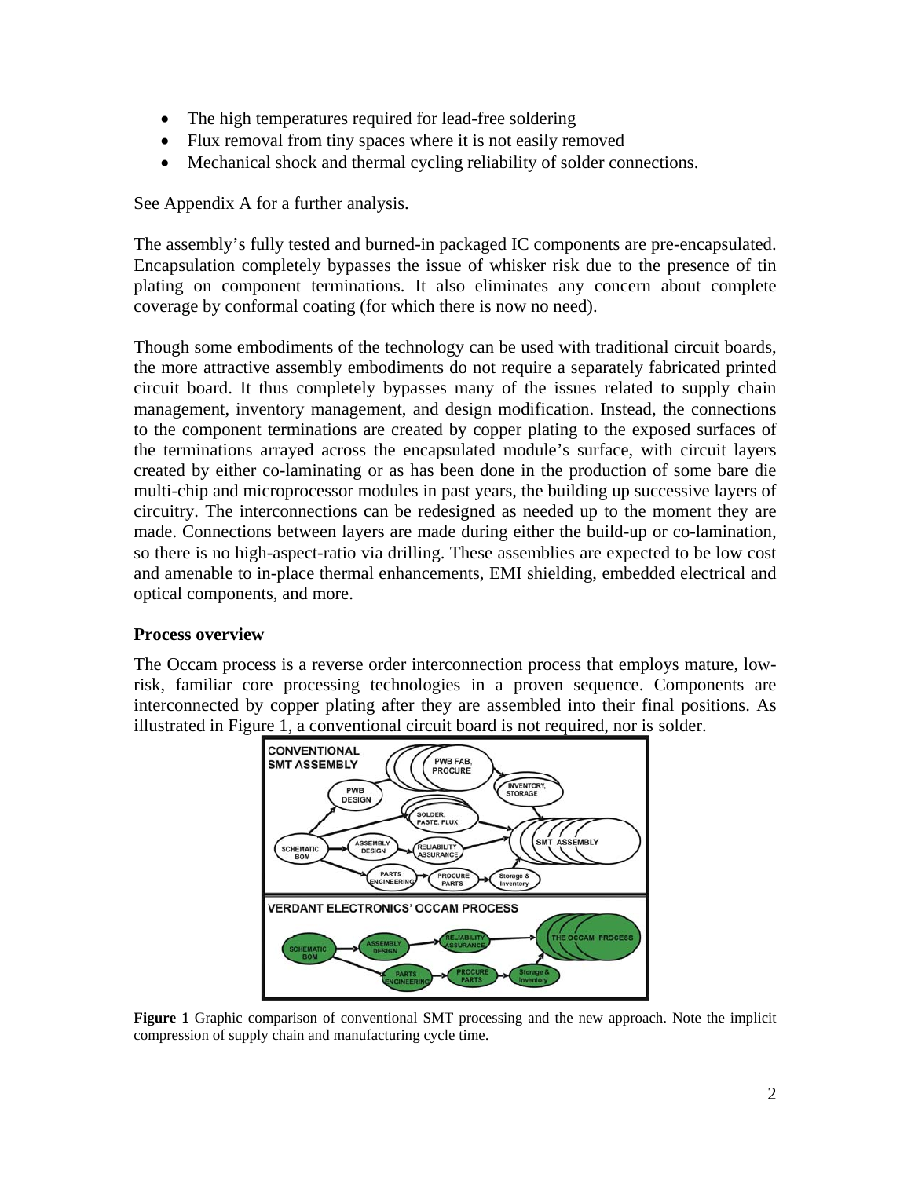- The high temperatures required for lead-free soldering
- Flux removal from tiny spaces where it is not easily removed
- Mechanical shock and thermal cycling reliability of solder connections.

See Appendix A for a further analysis.

The assembly's fully tested and burned-in packaged IC components are pre-encapsulated. Encapsulation completely bypasses the issue of whisker risk due to the presence of tin plating on component terminations. It also eliminates any concern about complete coverage by conformal coating (for which there is now no need).

Though some embodiments of the technology can be used with traditional circuit boards, the more attractive assembly embodiments do not require a separately fabricated printed circuit board. It thus completely bypasses many of the issues related to supply chain management, inventory management, and design modification. Instead, the connections to the component terminations are created by copper plating to the exposed surfaces of the terminations arrayed across the encapsulated module's surface, with circuit layers created by either co-laminating or as has been done in the production of some bare die multi-chip and microprocessor modules in past years, the building up successive layers of circuitry. The interconnections can be redesigned as needed up to the moment they are made. Connections between layers are made during either the build-up or co-lamination, so there is no high-aspect-ratio via drilling. These assemblies are expected to be low cost and amenable to in-place thermal enhancements, EMI shielding, embedded electrical and optical components, and more.

**Process overview**

The Occam process is a reverse order interconnection process that employs mature, low-risk, familiar core processing technologies in a proven sequence. Components are interconnected by copper plating after they are assembled into their final positions. As illustrated in Figure 1, a conventional circuit board is not required, nor is solder.

**Figure 1** Graphic comparison of conventional SMT processing and the new approach. Note the implicit compression of supply chain and manufacturing cycle time.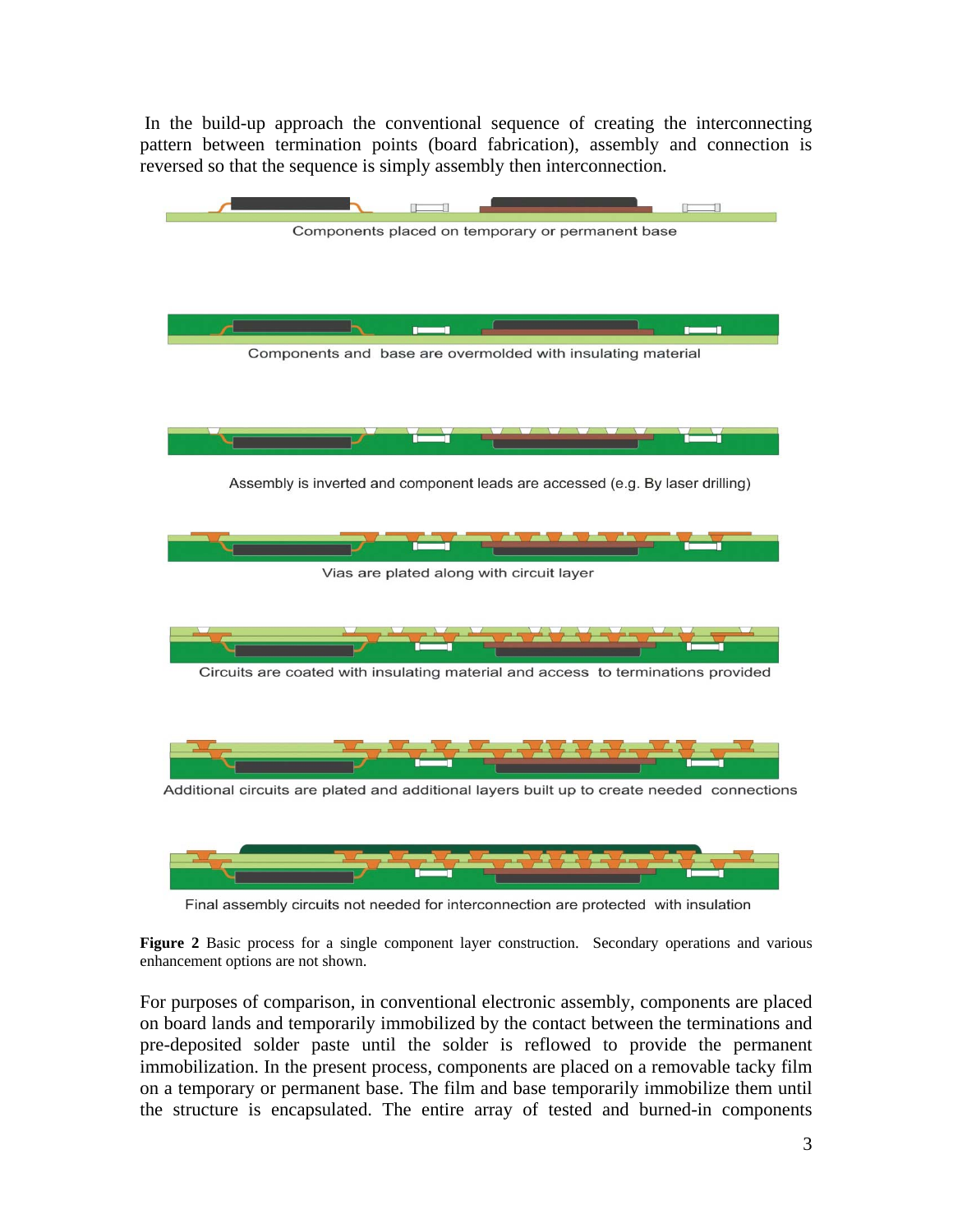In the build-up approach the conventional sequence of creating the interconnecting pattern between termination points (board fabrication), assembly and connection is reversed so that the sequence is simply assembly then interconnection.

Components placed on temporary or permanent base

Components and base are overmolded with insulating material

Assembly is inverted and component leads are accessed (e.g. By laser drilling)

Vias are plated along with circuit layer

Circuits are coated with insulating material and access to terminations provided

Additional circuits are plated and additional layers built up to create needed connections

Final assembly circuits not needed for interconnection are protected with insulation

**Figure 2** Basic process for a single component layer construction. Secondary operations and various enhancement options are not shown.

For purposes of comparison, in conventional electronic assembly, components are placed on board lands and temporarily immobilized by the contact between the terminations and pre-deposited solder paste until the solder is reflowed to provide the permanent immobilization. In the present process, components are placed on a removable tacky film on a temporary or permanent base. The film and base temporarily immobilize them until the structure is encapsulated. The entire array of tested and burned-in components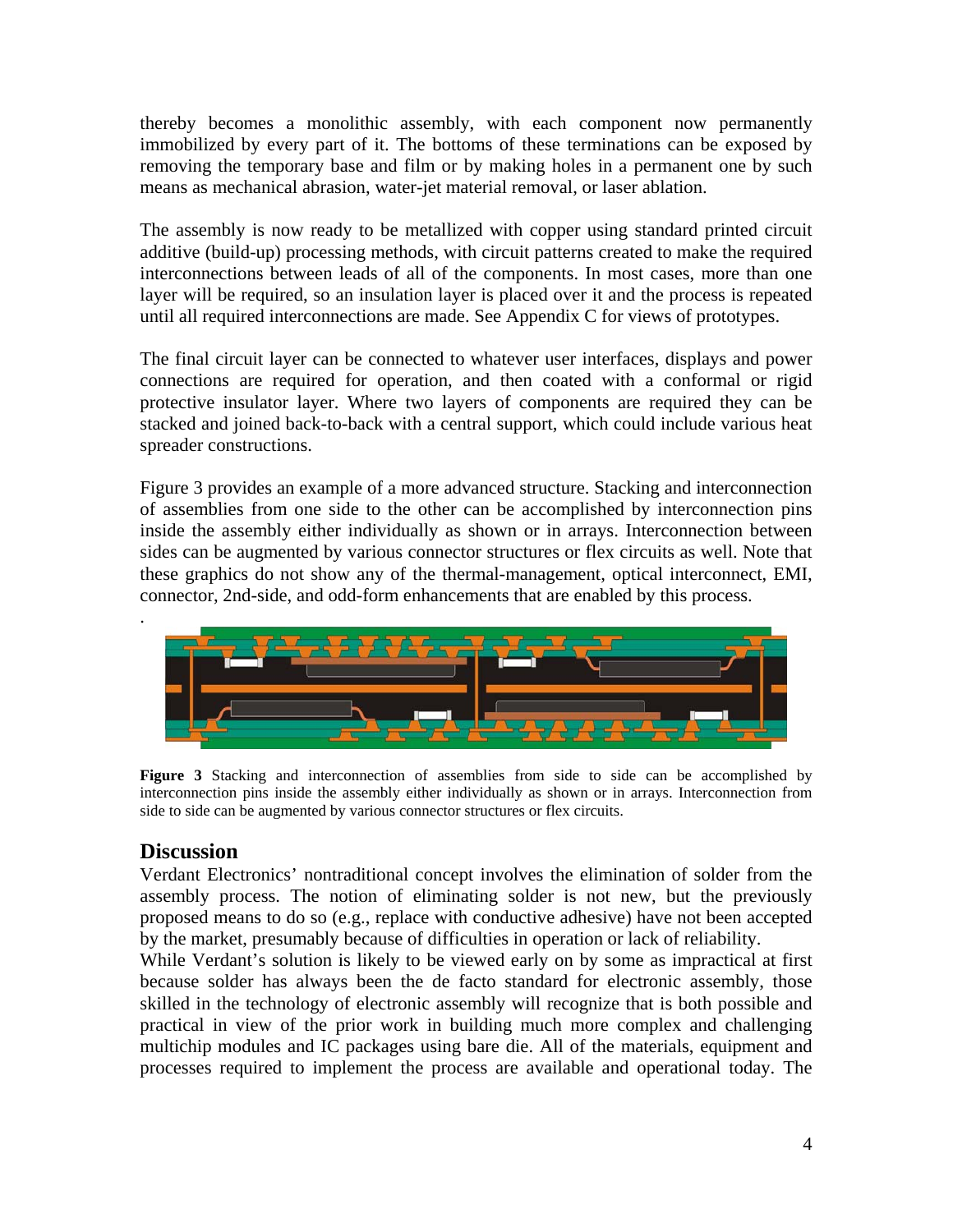thereby becomes a monolithic assembly, with each component now permanently immobilized by every part of it. The bottoms of these terminations can be exposed by removing the temporary base and film or by making holes in a permanent one by such means as mechanical abrasion, water-jet material removal, or laser ablation.

The assembly is now ready to be metallized with copper using standard printed circuit additive (build-up) processing methods, with circuit patterns created to make the required interconnections between leads of all of the components. In most cases, more than one layer will be required, so an insulation layer is placed over it and the process is repeated until all required interconnections are made. See Appendix C for views of prototypes.

The final circuit layer can be connected to whatever user interfaces, displays and power connections are required for operation, and then coated with a conformal or rigid protective insulator layer. Where two layers of components are required they can be stacked and joined back-to-back with a central support, which could include various heat spreader constructions.

Figure 3 provides an example of a more advanced structure. Stacking and interconnection of assemblies from one side to the other can be accomplished by interconnection pins inside the assembly either individually as shown or in arrays. Interconnection between sides can be augmented by various connector structures or flex circuits as well. Note that these graphics do not show any of the thermal-management, optical interconnect, EMI, connector, 2nd-side, and odd-form enhancements that are enabled by this process.

.

**Figure 3** Stacking and interconnection of assemblies from side to side can be accomplished by interconnection pins inside the assembly either individually as shown or in arrays. Interconnection from side to side can be augmented by various connector structures or flex circuits.

## Discussion

Verdant Electronics' nontraditional concept involves the elimination of solder from the assembly process. The notion of eliminating solder is not new, but the previously proposed means to do so (e.g., replace with conductive adhesive) have not been accepted by the market, presumably because of difficulties in operation or lack of reliability.

While Verdant's solution is likely to be viewed early on by some as impractical at first because solder has always been the de facto standard for electronic assembly, those skilled in the technology of electronic assembly will recognize that is both possible and practical in view of the prior work in building much more complex and challenging multichip modules and IC packages using bare die. All of the materials, equipment and processes required to implement the process are available and operational today. The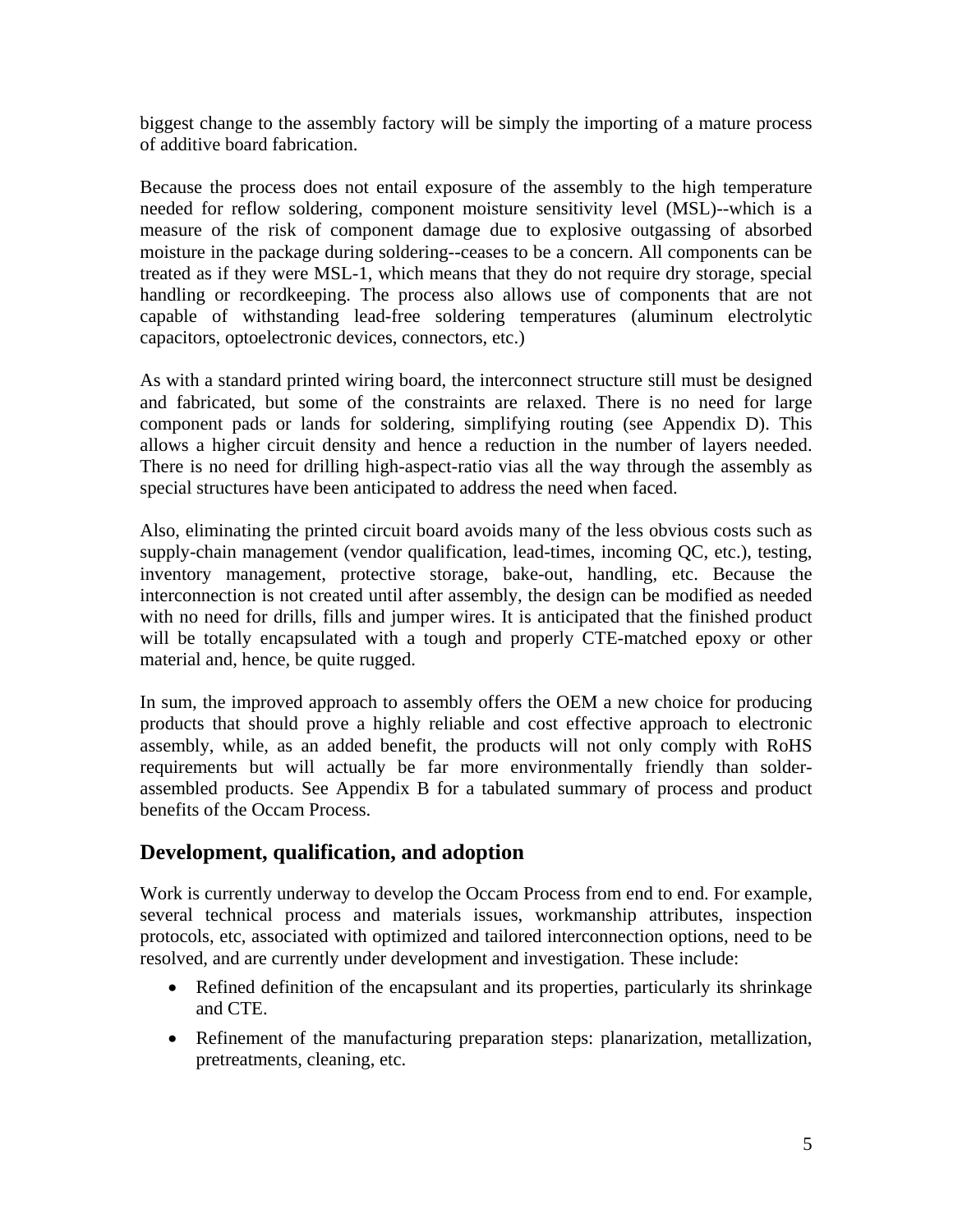biggest change to the assembly factory will be simply the importing of a mature process of additive board fabrication.

Because the process does not entail exposure of the assembly to the high temperature needed for reflow soldering, component moisture sensitivity level (MSL)--which is a measure of the risk of component damage due to explosive outgassing of absorbed moisture in the package during soldering--ceases to be a concern. All components can be treated as if they were MSL-1, which means that they do not require dry storage, special handling or recordkeeping. The process also allows use of components that are not capable of withstanding lead-free soldering temperatures (aluminum electrolytic capacitors, optoelectronic devices, connectors, etc.)

As with a standard printed wiring board, the interconnect structure still must be designed and fabricated, but some of the constraints are relaxed. There is no need for large component pads or lands for soldering, simplifying routing (see Appendix D). This allows a higher circuit density and hence a reduction in the number of layers needed. There is no need for drilling high-aspect-ratio vias all the way through the assembly as special structures have been anticipated to address the need when faced.

Also, eliminating the printed circuit board avoids many of the less obvious costs such as supply-chain management (vendor qualification, lead-times, incoming QC, etc.), testing, inventory management, protective storage, bake-out, handling, etc. Because the interconnection is not created until after assembly, the design can be modified as needed with no need for drills, fills and jumper wires. It is anticipated that the finished product will be totally encapsulated with a tough and properly CTE-matched epoxy or other material and, hence, be quite rugged.

In sum, the improved approach to assembly offers the OEM a new choice for producing products that should prove a highly reliable and cost effective approach to electronic assembly, while, as an added benefit, the products will not only comply with RoHS requirements but will actually be far more environmentally friendly than solder-assembled products. See Appendix B for a tabulated summary of process and product benefits of the Occam Process.

## Development, qualification, and adoption

Work is currently underway to develop the Occam Process from end to end. For example, several technical process and materials issues, workmanship attributes, inspection protocols, etc, associated with optimized and tailored interconnection options, need to be resolved, and are currently under development and investigation. These include:

- Refined definition of the encapsulant and its properties, particularly its shrinkage and CTE.
- Refinement of the manufacturing preparation steps: planarization, metallization, pretreatments, cleaning, etc.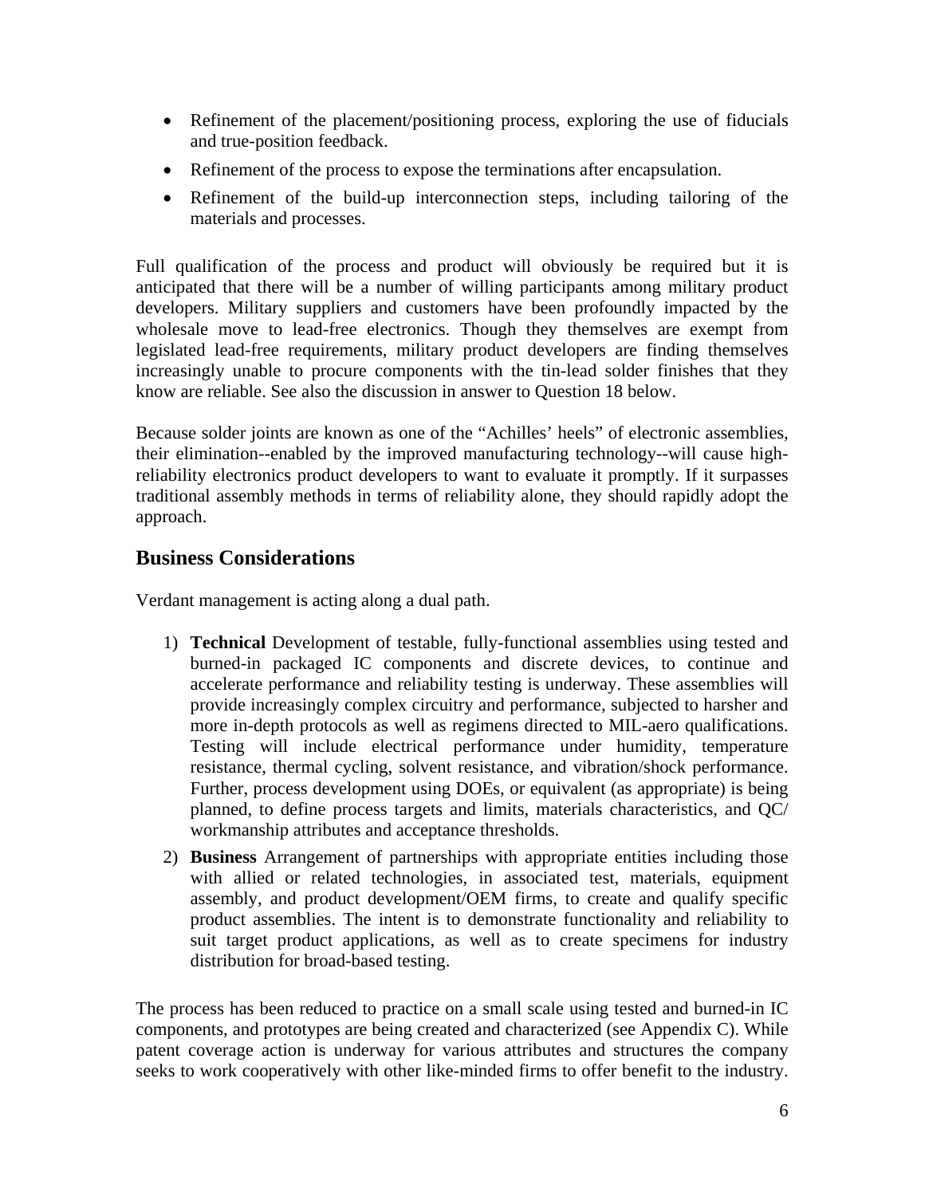- Refinement of the placement/positioning process, exploring the use of fiducials and true-position feedback.
- Refinement of the process to expose the terminations after encapsulation.
- Refinement of the build-up interconnection steps, including tailoring of the materials and processes.

Full qualification of the process and product will obviously be required but it is anticipated that there will be a number of willing participants among military product developers. Military suppliers and customers have been profoundly impacted by the wholesale move to lead-free electronics. Though they themselves are exempt from legislated lead-free requirements, military product developers are finding themselves increasingly unable to procure components with the tin-lead solder finishes that they know are reliable. See also the discussion in answer to Question 18 below.

Because solder joints are known as one of the "Achilles' heels" of electronic assemblies, their elimination--enabled by the improved manufacturing technology--will cause high-reliability electronics product developers to want to evaluate it promptly. If it surpasses traditional assembly methods in terms of reliability alone, they should rapidly adopt the approach.

## Business Considerations

Verdant management is acting along a dual path.

1) **Technical** Development of testable, fully-functional assemblies using tested and burned-in packaged IC components and discrete devices, to continue and accelerate performance and reliability testing is underway. These assemblies will provide increasingly complex circuitry and performance, subjected to harsher and more in-depth protocols as well as regimens directed to MIL-aero qualifications. Testing will include electrical performance under humidity, temperature resistance, thermal cycling, solvent resistance, and vibration/shock performance. Further, process development using DOEs, or equivalent (as appropriate) is being planned, to define process targets and limits, materials characteristics, and QC/ workmanship attributes and acceptance thresholds.
2) **Business** Arrangement of partnerships with appropriate entities including those with allied or related technologies, in associated test, materials, equipment assembly, and product development/OEM firms, to create and qualify specific product assemblies. The intent is to demonstrate functionality and reliability to suit target product applications, as well as to create specimens for industry distribution for broad-based testing.

The process has been reduced to practice on a small scale using tested and burned-in IC components, and prototypes are being created and characterized (see Appendix C). While patent coverage action is underway for various attributes and structures the company seeks to work cooperatively with other like-minded firms to offer benefit to the industry.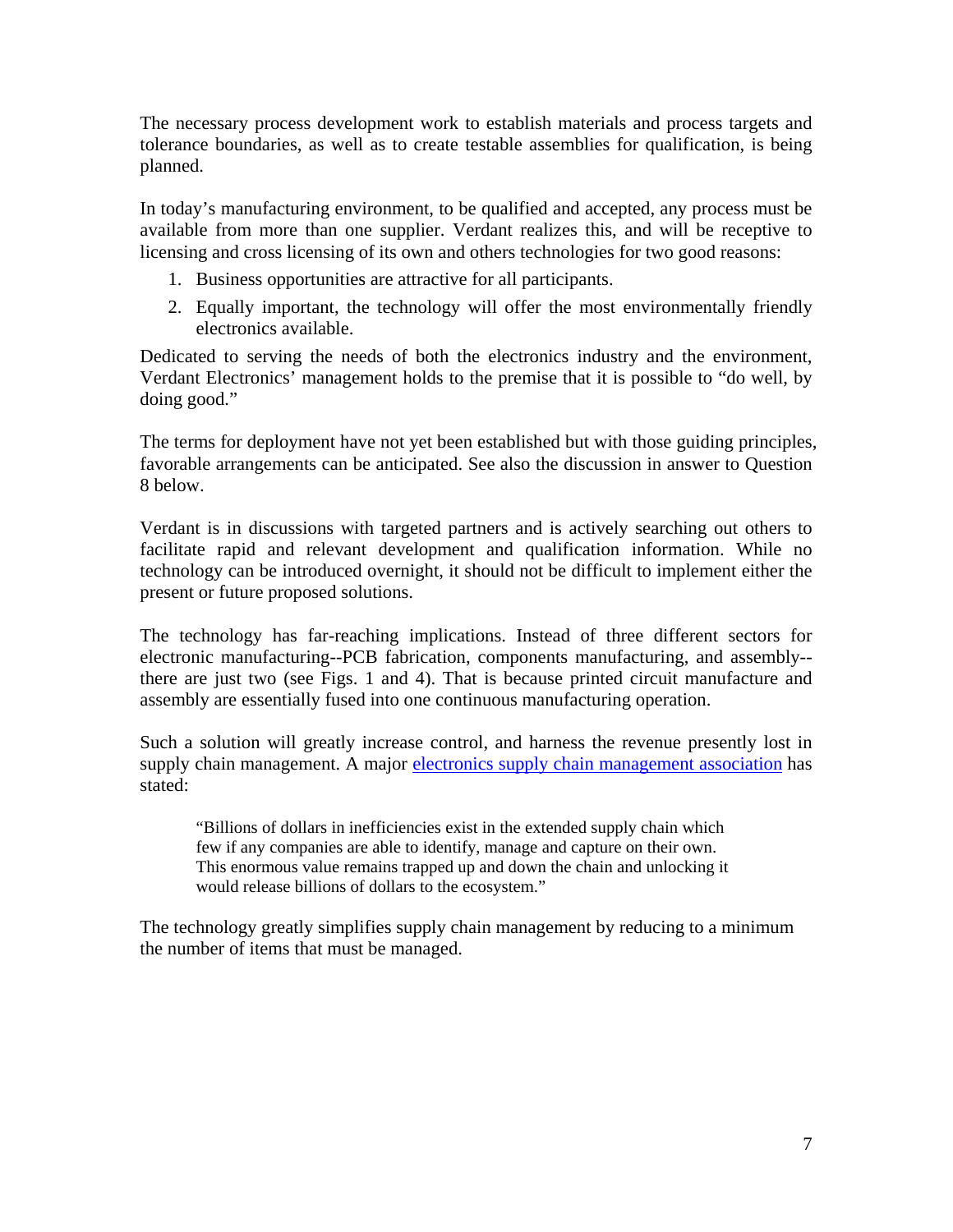The necessary process development work to establish materials and process targets and tolerance boundaries, as well as to create testable assemblies for qualification, is being planned.

In today's manufacturing environment, to be qualified and accepted, any process must be available from more than one supplier. Verdant realizes this, and will be receptive to licensing and cross licensing of its own and others technologies for two good reasons:

1. Business opportunities are attractive for all participants.
2. Equally important, the technology will offer the most environmentally friendly electronics available.

Dedicated to serving the needs of both the electronics industry and the environment, Verdant Electronics' management holds to the premise that it is possible to "do well, by doing good."

The terms for deployment have not yet been established but with those guiding principles, favorable arrangements can be anticipated. See also the discussion in answer to Question 8 below.

Verdant is in discussions with targeted partners and is actively searching out others to facilitate rapid and relevant development and qualification information. While no technology can be introduced overnight, it should not be difficult to implement either the present or future proposed solutions.

The technology has far-reaching implications. Instead of three different sectors for electronic manufacturing--PCB fabrication, components manufacturing, and assembly--there are just two (see Figs. 1 and 4). That is because printed circuit manufacture and assembly are essentially fused into one continuous manufacturing operation.

Such a solution will greatly increase control, and harness the revenue presently lost in supply chain management. A major electronics supply chain management association has stated:

> "Billions of dollars in inefficiencies exist in the extended supply chain which few if any companies are able to identify, manage and capture on their own. This enormous value remains trapped up and down the chain and unlocking it would release billions of dollars to the ecosystem."

The technology greatly simplifies supply chain management by reducing to a minimum the number of items that must be managed.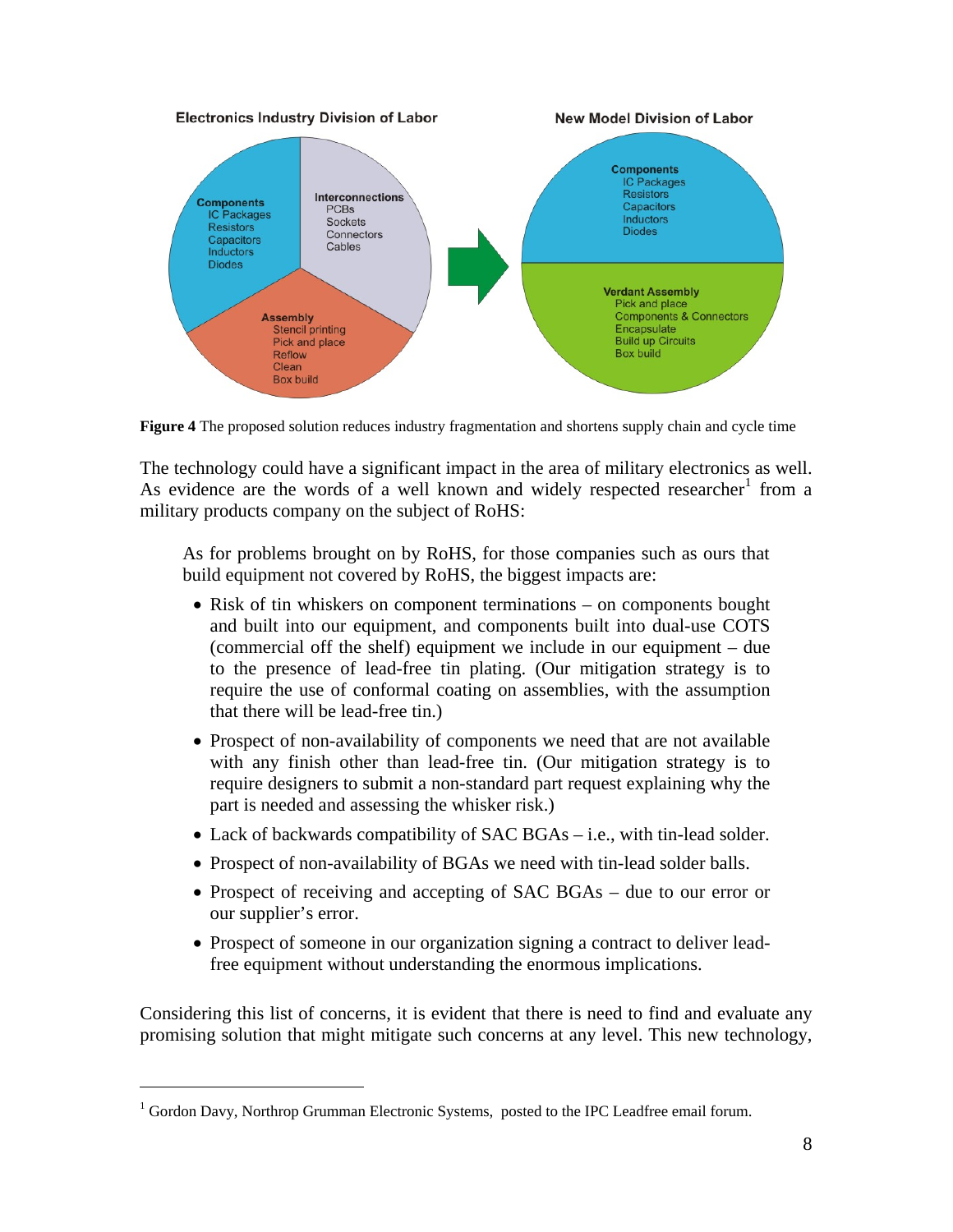Electronics Industry Division of Labor

- **Components**: IC Packages, Resistors, Capacitors, Inductors, Diodes
- **Interconnections**: PCBs, Sockets, Connectors, Cables
- **Assembly**: Stencil printing, Pick and place, Reflow, Clean, Box build

New Model Division of Labor

- **Components**: IC Packages, Resistors, Capacitors, Inductors, Diodes
- **Verdant Assembly**: Pick and place, Components & Connectors, Encapsulate, Build up Circuits, Box build

**Figure 4** The proposed solution reduces industry fragmentation and shortens supply chain and cycle time

The technology could have a significant impact in the area of military electronics as well. As evidence are the words of a well known and widely respected researcher[1] from a military products company on the subject of RoHS:

> As for problems brought on by RoHS, for those companies such as ours that build equipment not covered by RoHS, the biggest impacts are:
>
> - Risk of tin whiskers on component terminations – on components bought and built into our equipment, and components built into dual-use COTS (commercial off the shelf) equipment we include in our equipment – due to the presence of lead-free tin plating. (Our mitigation strategy is to require the use of conformal coating on assemblies, with the assumption that there will be lead-free tin.)
> - Prospect of non-availability of components we need that are not available with any finish other than lead-free tin. (Our mitigation strategy is to require designers to submit a non-standard part request explaining why the part is needed and assessing the whisker risk.)
> - Lack of backwards compatibility of SAC BGAs – i.e., with tin-lead solder.
> - Prospect of non-availability of BGAs we need with tin-lead solder balls.
> - Prospect of receiving and accepting of SAC BGAs – due to our error or our supplier's error.
> - Prospect of someone in our organization signing a contract to deliver lead-free equipment without understanding the enormous implications.

Considering this list of concerns, it is evident that there is need to find and evaluate any promising solution that might mitigate such concerns at any level. This new technology,

[1] Gordon Davy, Northrop Grumman Electronic Systems, posted to the IPC Leadfree email forum.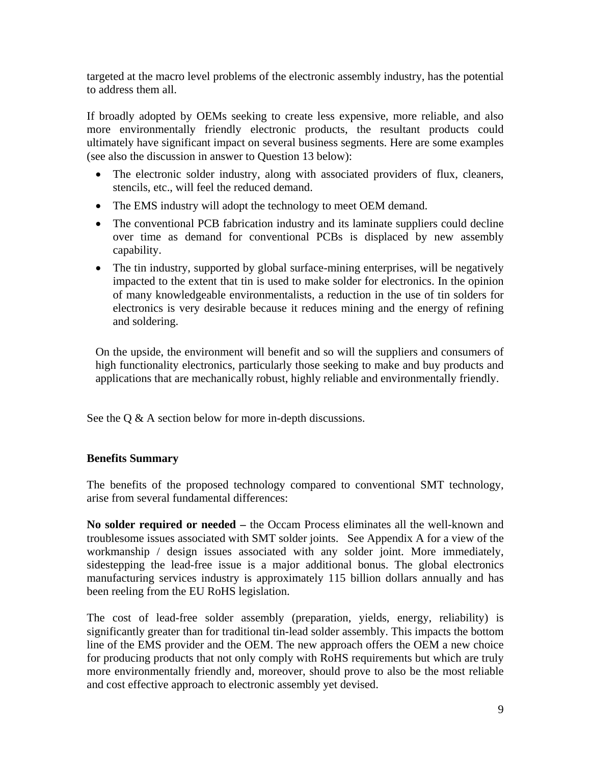targeted at the macro level problems of the electronic assembly industry, has the potential to address them all.

If broadly adopted by OEMs seeking to create less expensive, more reliable, and also more environmentally friendly electronic products, the resultant products could ultimately have significant impact on several business segments. Here are some examples (see also the discussion in answer to Question 13 below):

- The electronic solder industry, along with associated providers of flux, cleaners, stencils, etc., will feel the reduced demand.
- The EMS industry will adopt the technology to meet OEM demand.
- The conventional PCB fabrication industry and its laminate suppliers could decline over time as demand for conventional PCBs is displaced by new assembly capability.
- The tin industry, supported by global surface-mining enterprises, will be negatively impacted to the extent that tin is used to make solder for electronics. In the opinion of many knowledgeable environmentalists, a reduction in the use of tin solders for electronics is very desirable because it reduces mining and the energy of refining and soldering.

On the upside, the environment will benefit and so will the suppliers and consumers of high functionality electronics, particularly those seeking to make and buy products and applications that are mechanically robust, highly reliable and environmentally friendly.

See the Q & A section below for more in-depth discussions.

**Benefits Summary**

The benefits of the proposed technology compared to conventional SMT technology, arise from several fundamental differences:

**No solder required or needed –** the Occam Process eliminates all the well-known and troublesome issues associated with SMT solder joints. See Appendix A for a view of the workmanship / design issues associated with any solder joint. More immediately, sidestepping the lead-free issue is a major additional bonus. The global electronics manufacturing services industry is approximately 115 billion dollars annually and has been reeling from the EU RoHS legislation.

The cost of lead-free solder assembly (preparation, yields, energy, reliability) is significantly greater than for traditional tin-lead solder assembly. This impacts the bottom line of the EMS provider and the OEM. The new approach offers the OEM a new choice for producing products that not only comply with RoHS requirements but which are truly more environmentally friendly and, moreover, should prove to also be the most reliable and cost effective approach to electronic assembly yet devised.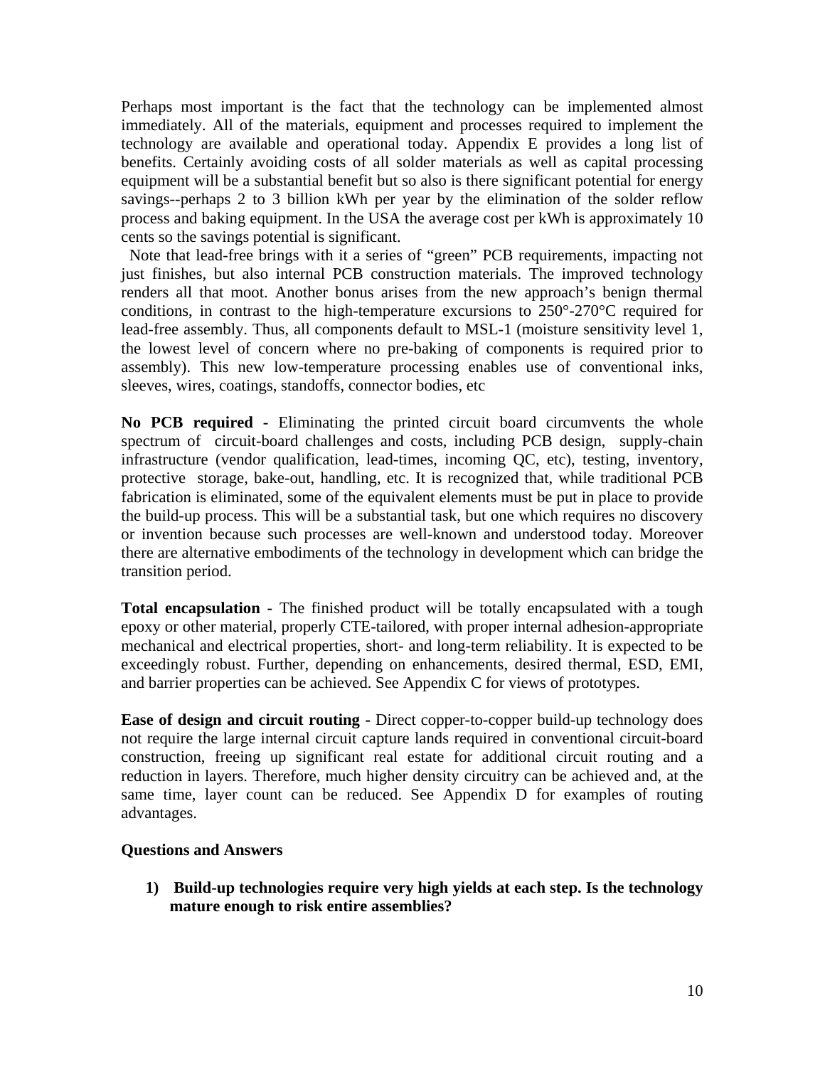Perhaps most important is the fact that the technology can be implemented almost immediately. All of the materials, equipment and processes required to implement the technology are available and operational today. Appendix E provides a long list of benefits. Certainly avoiding costs of all solder materials as well as capital processing equipment will be a substantial benefit but so also is there significant potential for energy savings--perhaps 2 to 3 billion kWh per year by the elimination of the solder reflow process and baking equipment. In the USA the average cost per kWh is approximately 10 cents so the savings potential is significant.

Note that lead-free brings with it a series of "green" PCB requirements, impacting not just finishes, but also internal PCB construction materials. The improved technology renders all that moot. Another bonus arises from the new approach's benign thermal conditions, in contrast to the high-temperature excursions to 250°-270°C required for lead-free assembly. Thus, all components default to MSL-1 (moisture sensitivity level 1, the lowest level of concern where no pre-baking of components is required prior to assembly). This new low-temperature processing enables use of conventional inks, sleeves, wires, coatings, standoffs, connector bodies, etc

**No PCB required -** Eliminating the printed circuit board circumvents the whole spectrum of circuit-board challenges and costs, including PCB design, supply-chain infrastructure (vendor qualification, lead-times, incoming QC, etc), testing, inventory, protective storage, bake-out, handling, etc. It is recognized that, while traditional PCB fabrication is eliminated, some of the equivalent elements must be put in place to provide the build-up process. This will be a substantial task, but one which requires no discovery or invention because such processes are well-known and understood today. Moreover there are alternative embodiments of the technology in development which can bridge the transition period.

**Total encapsulation -** The finished product will be totally encapsulated with a tough epoxy or other material, properly CTE-tailored, with proper internal adhesion-appropriate mechanical and electrical properties, short- and long-term reliability. It is expected to be exceedingly robust. Further, depending on enhancements, desired thermal, ESD, EMI, and barrier properties can be achieved. See Appendix C for views of prototypes.

**Ease of design and circuit routing -** Direct copper-to-copper build-up technology does not require the large internal circuit capture lands required in conventional circuit-board construction, freeing up significant real estate for additional circuit routing and a reduction in layers. Therefore, much higher density circuitry can be achieved and, at the same time, layer count can be reduced. See Appendix D for examples of routing advantages.

**Questions and Answers**

1) **Build-up technologies require very high yields at each step. Is the technology mature enough to risk entire assemblies?**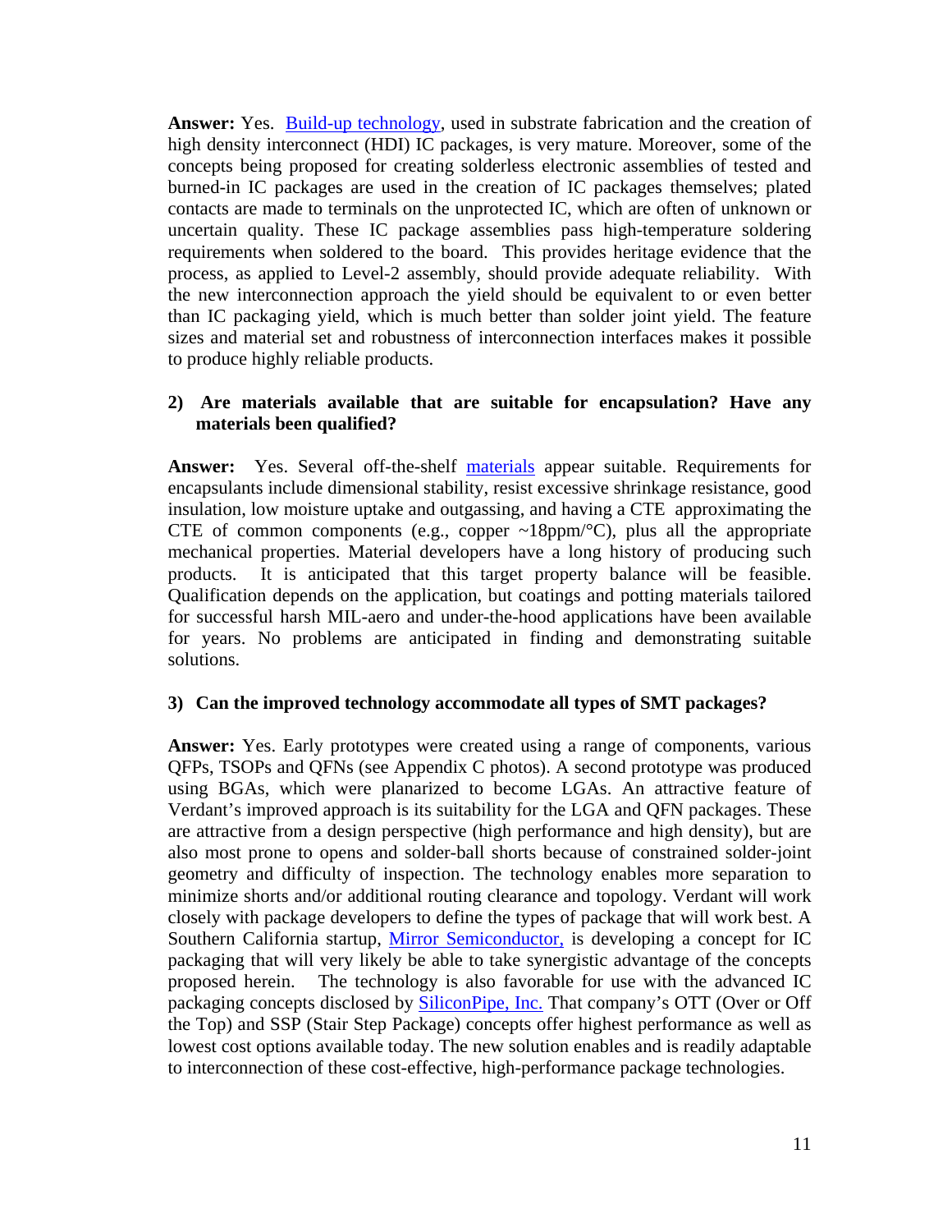**Answer:** Yes. Build-up technology, used in substrate fabrication and the creation of high density interconnect (HDI) IC packages, is very mature. Moreover, some of the concepts being proposed for creating solderless electronic assemblies of tested and burned-in IC packages are used in the creation of IC packages themselves; plated contacts are made to terminals on the unprotected IC, which are often of unknown or uncertain quality. These IC package assemblies pass high-temperature soldering requirements when soldered to the board. This provides heritage evidence that the process, as applied to Level-2 assembly, should provide adequate reliability. With the new interconnection approach the yield should be equivalent to or even better than IC packaging yield, which is much better than solder joint yield. The feature sizes and material set and robustness of interconnection interfaces makes it possible to produce highly reliable products.

**2) Are materials available that are suitable for encapsulation? Have any materials been qualified?**

**Answer:** Yes. Several off-the-shelf materials appear suitable. Requirements for encapsulants include dimensional stability, resist excessive shrinkage resistance, good insulation, low moisture uptake and outgassing, and having a CTE approximating the CTE of common components (e.g., copper ~18ppm/°C), plus all the appropriate mechanical properties. Material developers have a long history of producing such products. It is anticipated that this target property balance will be feasible. Qualification depends on the application, but coatings and potting materials tailored for successful harsh MIL-aero and under-the-hood applications have been available for years. No problems are anticipated in finding and demonstrating suitable solutions.

**3) Can the improved technology accommodate all types of SMT packages?**

**Answer:** Yes. Early prototypes were created using a range of components, various QFPs, TSOPs and QFNs (see Appendix C photos). A second prototype was produced using BGAs, which were planarized to become LGAs. An attractive feature of Verdant's improved approach is its suitability for the LGA and QFN packages. These are attractive from a design perspective (high performance and high density), but are also most prone to opens and solder-ball shorts because of constrained solder-joint geometry and difficulty of inspection. The technology enables more separation to minimize shorts and/or additional routing clearance and topology. Verdant will work closely with package developers to define the types of package that will work best. A Southern California startup, Mirror Semiconductor, is developing a concept for IC packaging that will very likely be able to take synergistic advantage of the concepts proposed herein. The technology is also favorable for use with the advanced IC packaging concepts disclosed by SiliconPipe, Inc. That company's OTT (Over or Off the Top) and SSP (Stair Step Package) concepts offer highest performance as well as lowest cost options available today. The new solution enables and is readily adaptable to interconnection of these cost-effective, high-performance package technologies.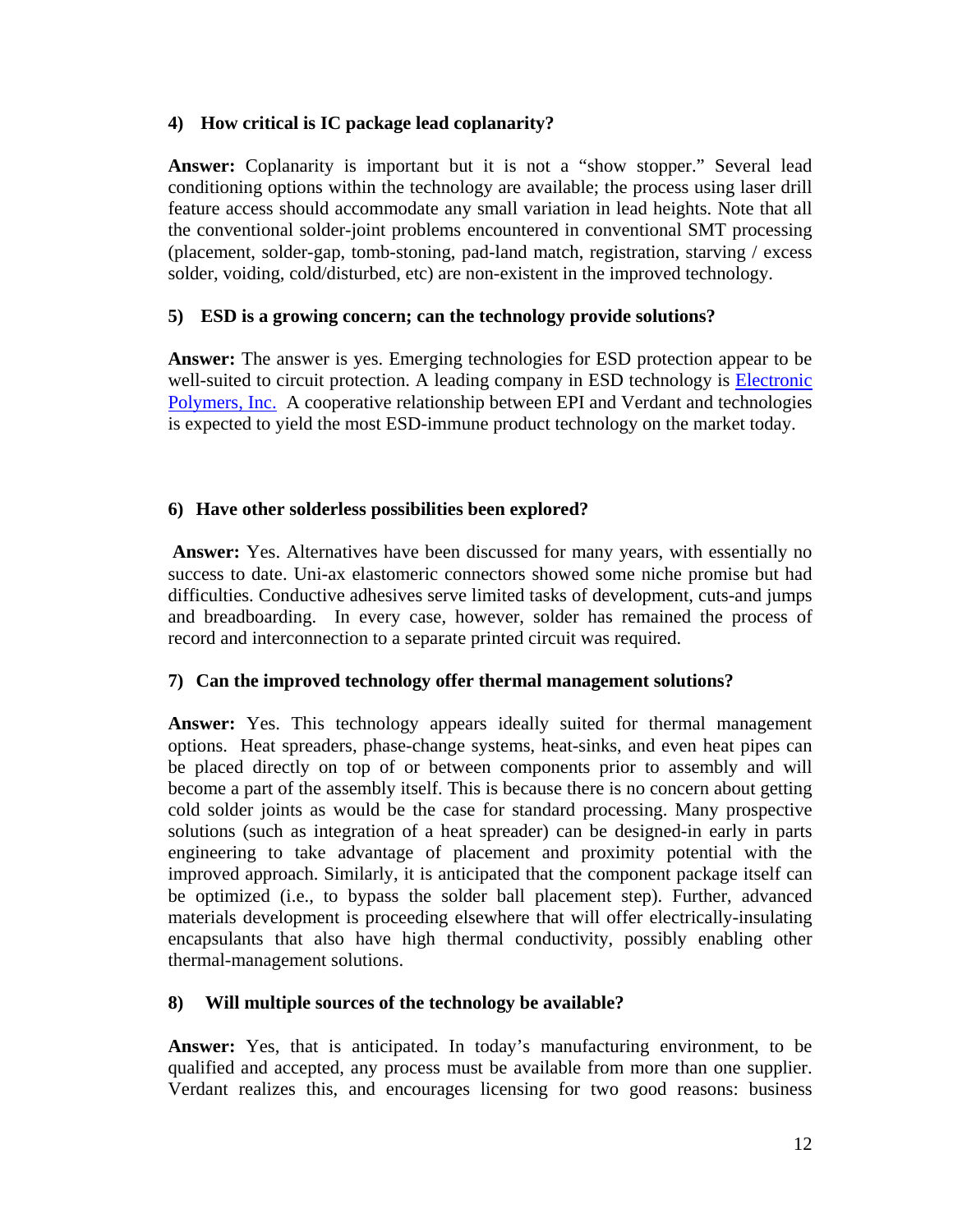**4) How critical is IC package lead coplanarity?**

**Answer:** Coplanarity is important but it is not a "show stopper." Several lead conditioning options within the technology are available; the process using laser drill feature access should accommodate any small variation in lead heights. Note that all the conventional solder-joint problems encountered in conventional SMT processing (placement, solder-gap, tomb-stoning, pad-land match, registration, starving / excess solder, voiding, cold/disturbed, etc) are non-existent in the improved technology.

**5) ESD is a growing concern; can the technology provide solutions?**

**Answer:** The answer is yes. Emerging technologies for ESD protection appear to be well-suited to circuit protection. A leading company in ESD technology is Electronic Polymers, Inc. A cooperative relationship between EPI and Verdant and technologies is expected to yield the most ESD-immune product technology on the market today.

**6) Have other solderless possibilities been explored?**

**Answer:** Yes. Alternatives have been discussed for many years, with essentially no success to date. Uni-ax elastomeric connectors showed some niche promise but had difficulties. Conductive adhesives serve limited tasks of development, cuts-and jumps and breadboarding. In every case, however, solder has remained the process of record and interconnection to a separate printed circuit was required.

**7) Can the improved technology offer thermal management solutions?**

**Answer:** Yes. This technology appears ideally suited for thermal management options. Heat spreaders, phase-change systems, heat-sinks, and even heat pipes can be placed directly on top of or between components prior to assembly and will become a part of the assembly itself. This is because there is no concern about getting cold solder joints as would be the case for standard processing. Many prospective solutions (such as integration of a heat spreader) can be designed-in early in parts engineering to take advantage of placement and proximity potential with the improved approach. Similarly, it is anticipated that the component package itself can be optimized (i.e., to bypass the solder ball placement step). Further, advanced materials development is proceeding elsewhere that will offer electrically-insulating encapsulants that also have high thermal conductivity, possibly enabling other thermal-management solutions.

**8) Will multiple sources of the technology be available?**

**Answer:** Yes, that is anticipated. In today's manufacturing environment, to be qualified and accepted, any process must be available from more than one supplier. Verdant realizes this, and encourages licensing for two good reasons: business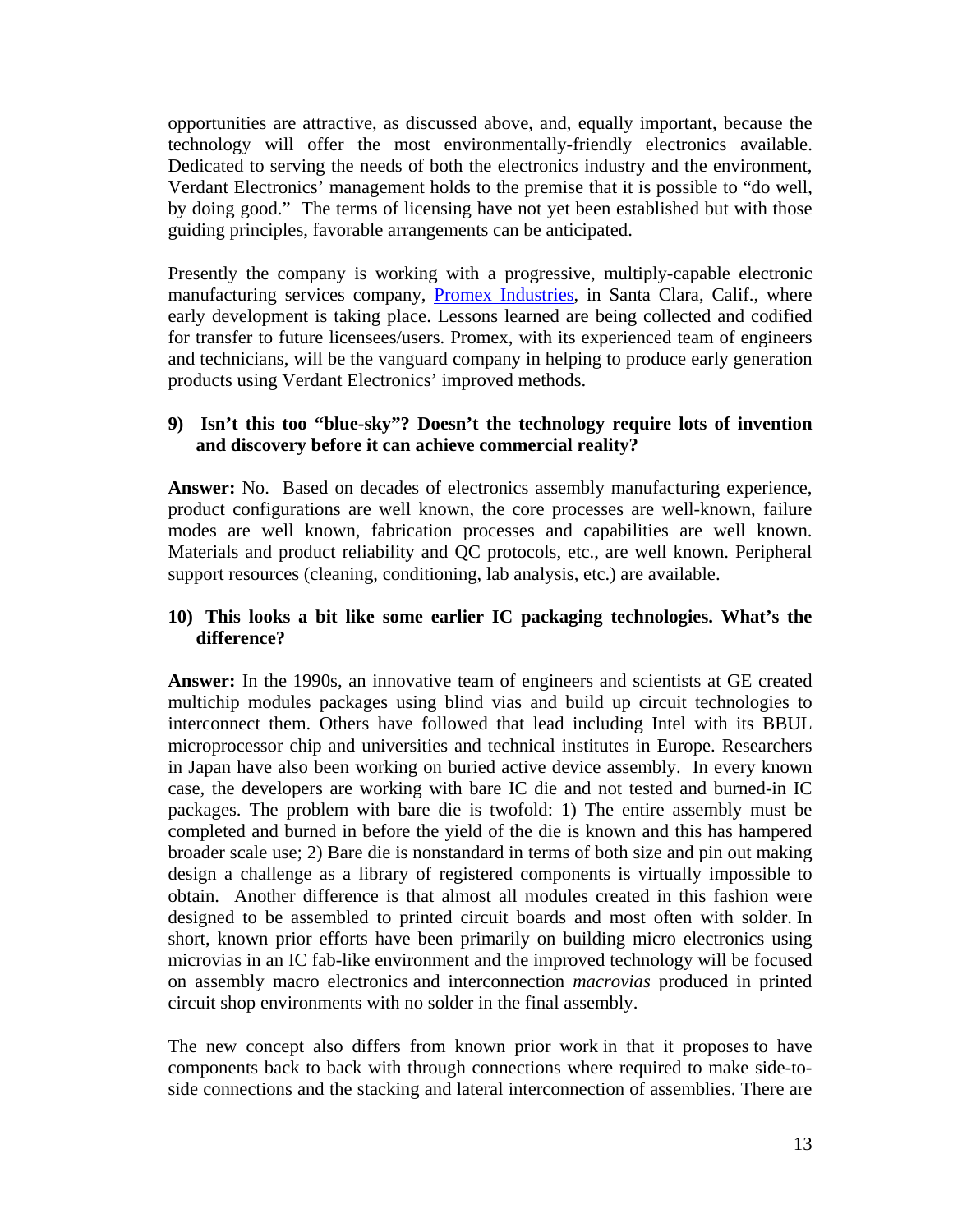opportunities are attractive, as discussed above, and, equally important, because the technology will offer the most environmentally-friendly electronics available. Dedicated to serving the needs of both the electronics industry and the environment, Verdant Electronics' management holds to the premise that it is possible to "do well, by doing good." The terms of licensing have not yet been established but with those guiding principles, favorable arrangements can be anticipated.

Presently the company is working with a progressive, multiply-capable electronic manufacturing services company, Promex Industries, in Santa Clara, Calif., where early development is taking place. Lessons learned are being collected and codified for transfer to future licensees/users. Promex, with its experienced team of engineers and technicians, will be the vanguard company in helping to produce early generation products using Verdant Electronics' improved methods.

**9) Isn't this too "blue-sky"? Doesn't the technology require lots of invention and discovery before it can achieve commercial reality?**

**Answer:** No. Based on decades of electronics assembly manufacturing experience, product configurations are well known, the core processes are well-known, failure modes are well known, fabrication processes and capabilities are well known. Materials and product reliability and QC protocols, etc., are well known. Peripheral support resources (cleaning, conditioning, lab analysis, etc.) are available.

**10) This looks a bit like some earlier IC packaging technologies. What's the difference?**

**Answer:** In the 1990s, an innovative team of engineers and scientists at GE created multichip modules packages using blind vias and build up circuit technologies to interconnect them. Others have followed that lead including Intel with its BBUL microprocessor chip and universities and technical institutes in Europe. Researchers in Japan have also been working on buried active device assembly. In every known case, the developers are working with bare IC die and not tested and burned-in IC packages. The problem with bare die is twofold: 1) The entire assembly must be completed and burned in before the yield of the die is known and this has hampered broader scale use; 2) Bare die is nonstandard in terms of both size and pin out making design a challenge as a library of registered components is virtually impossible to obtain. Another difference is that almost all modules created in this fashion were designed to be assembled to printed circuit boards and most often with solder. In short, known prior efforts have been primarily on building micro electronics using microvias in an IC fab-like environment and the improved technology will be focused on assembly macro electronics and interconnection *macrovias* produced in printed circuit shop environments with no solder in the final assembly.

The new concept also differs from known prior work in that it proposes to have components back to back with through connections where required to make side-to-side connections and the stacking and lateral interconnection of assemblies. There are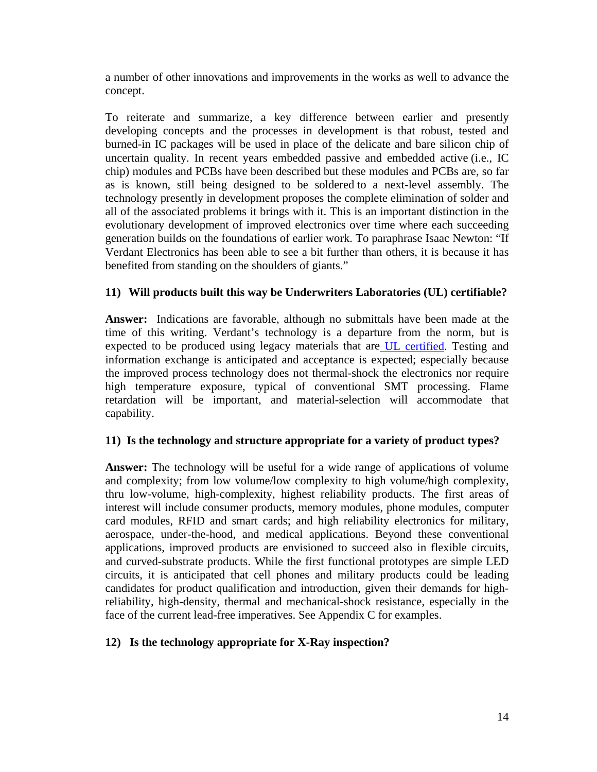a number of other innovations and improvements in the works as well to advance the concept.

To reiterate and summarize, a key difference between earlier and presently developing concepts and the processes in development is that robust, tested and burned-in IC packages will be used in place of the delicate and bare silicon chip of uncertain quality. In recent years embedded passive and embedded active (i.e., IC chip) modules and PCBs have been described but these modules and PCBs are, so far as is known, still being designed to be soldered to a next-level assembly. The technology presently in development proposes the complete elimination of solder and all of the associated problems it brings with it. This is an important distinction in the evolutionary development of improved electronics over time where each succeeding generation builds on the foundations of earlier work. To paraphrase Isaac Newton: "If Verdant Electronics has been able to see a bit further than others, it is because it has benefited from standing on the shoulders of giants."

**11) Will products built this way be Underwriters Laboratories (UL) certifiable?**

**Answer:** Indications are favorable, although no submittals have been made at the time of this writing. Verdant's technology is a departure from the norm, but is expected to be produced using legacy materials that are UL certified. Testing and information exchange is anticipated and acceptance is expected; especially because the improved process technology does not thermal-shock the electronics nor require high temperature exposure, typical of conventional SMT processing. Flame retardation will be important, and material-selection will accommodate that capability.

**11) Is the technology and structure appropriate for a variety of product types?**

**Answer:** The technology will be useful for a wide range of applications of volume and complexity; from low volume/low complexity to high volume/high complexity, thru low-volume, high-complexity, highest reliability products. The first areas of interest will include consumer products, memory modules, phone modules, computer card modules, RFID and smart cards; and high reliability electronics for military, aerospace, under-the-hood, and medical applications. Beyond these conventional applications, improved products are envisioned to succeed also in flexible circuits, and curved-substrate products. While the first functional prototypes are simple LED circuits, it is anticipated that cell phones and military products could be leading candidates for product qualification and introduction, given their demands for high-reliability, high-density, thermal and mechanical-shock resistance, especially in the face of the current lead-free imperatives. See Appendix C for examples.

**12) Is the technology appropriate for X-Ray inspection?**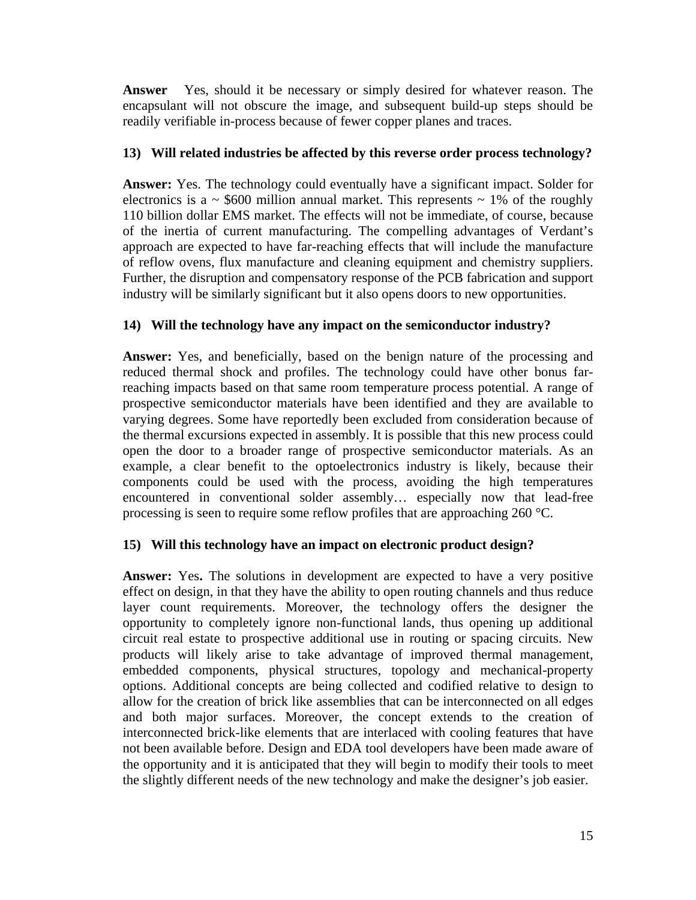**Answer** Yes, should it be necessary or simply desired for whatever reason. The encapsulant will not obscure the image, and subsequent build-up steps should be readily verifiable in-process because of fewer copper planes and traces.

**13) Will related industries be affected by this reverse order process technology?**

**Answer:** Yes. The technology could eventually have a significant impact. Solder for electronics is a ~ $600 million annual market. This represents ~ 1% of the roughly 110 billion dollar EMS market. The effects will not be immediate, of course, because of the inertia of current manufacturing. The compelling advantages of Verdant's approach are expected to have far-reaching effects that will include the manufacture of reflow ovens, flux manufacture and cleaning equipment and chemistry suppliers. Further, the disruption and compensatory response of the PCB fabrication and support industry will be similarly significant but it also opens doors to new opportunities.

**14) Will the technology have any impact on the semiconductor industry?**

**Answer:** Yes, and beneficially, based on the benign nature of the processing and reduced thermal shock and profiles. The technology could have other bonus far-reaching impacts based on that same room temperature process potential. A range of prospective semiconductor materials have been identified and they are available to varying degrees. Some have reportedly been excluded from consideration because of the thermal excursions expected in assembly. It is possible that this new process could open the door to a broader range of prospective semiconductor materials. As an example, a clear benefit to the optoelectronics industry is likely, because their components could be used with the process, avoiding the high temperatures encountered in conventional solder assembly… especially now that lead-free processing is seen to require some reflow profiles that are approaching 260 °C.

**15) Will this technology have an impact on electronic product design?**

**Answer:** Yes**.** The solutions in development are expected to have a very positive effect on design, in that they have the ability to open routing channels and thus reduce layer count requirements. Moreover, the technology offers the designer the opportunity to completely ignore non-functional lands, thus opening up additional circuit real estate to prospective additional use in routing or spacing circuits. New products will likely arise to take advantage of improved thermal management, embedded components, physical structures, topology and mechanical-property options. Additional concepts are being collected and codified relative to design to allow for the creation of brick like assemblies that can be interconnected on all edges and both major surfaces. Moreover, the concept extends to the creation of interconnected brick-like elements that are interlaced with cooling features that have not been available before. Design and EDA tool developers have been made aware of the opportunity and it is anticipated that they will begin to modify their tools to meet the slightly different needs of the new technology and make the designer's job easier.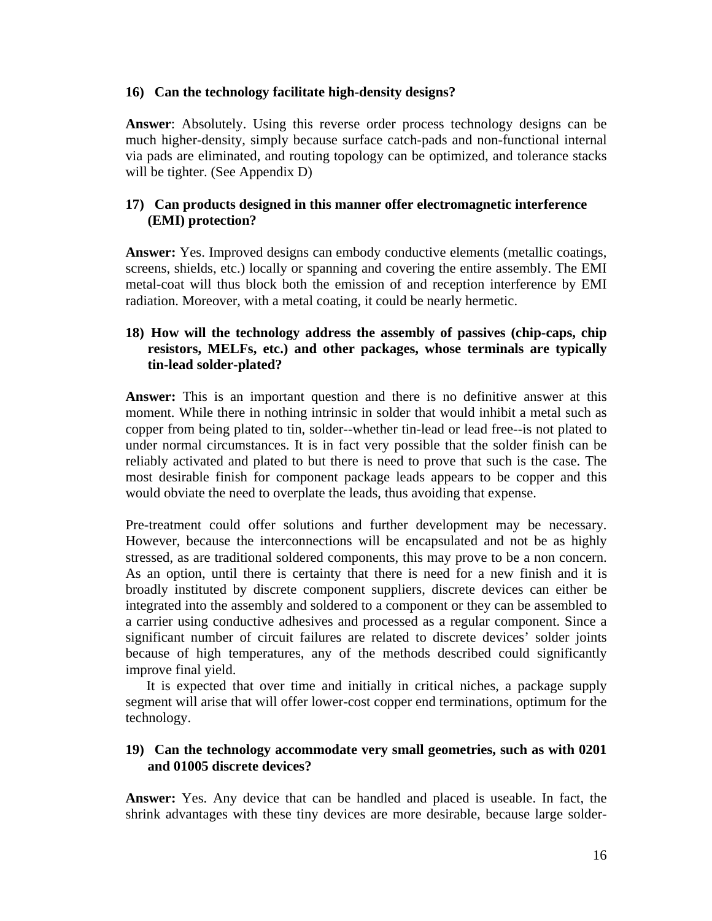**16) Can the technology facilitate high-density designs?**

**Answer**: Absolutely. Using this reverse order process technology designs can be much higher-density, simply because surface catch-pads and non-functional internal via pads are eliminated, and routing topology can be optimized, and tolerance stacks will be tighter. (See Appendix D)

**17) Can products designed in this manner offer electromagnetic interference (EMI) protection?**

**Answer:** Yes. Improved designs can embody conductive elements (metallic coatings, screens, shields, etc.) locally or spanning and covering the entire assembly. The EMI metal-coat will thus block both the emission of and reception interference by EMI radiation. Moreover, with a metal coating, it could be nearly hermetic.

**18) How will the technology address the assembly of passives (chip-caps, chip resistors, MELFs, etc.) and other packages, whose terminals are typically tin-lead solder-plated?**

**Answer:** This is an important question and there is no definitive answer at this moment. While there in nothing intrinsic in solder that would inhibit a metal such as copper from being plated to tin, solder--whether tin-lead or lead free--is not plated to under normal circumstances. It is in fact very possible that the solder finish can be reliably activated and plated to but there is need to prove that such is the case. The most desirable finish for component package leads appears to be copper and this would obviate the need to overplate the leads, thus avoiding that expense.

Pre-treatment could offer solutions and further development may be necessary. However, because the interconnections will be encapsulated and not be as highly stressed, as are traditional soldered components, this may prove to be a non concern. As an option, until there is certainty that there is need for a new finish and it is broadly instituted by discrete component suppliers, discrete devices can either be integrated into the assembly and soldered to a component or they can be assembled to a carrier using conductive adhesives and processed as a regular component. Since a significant number of circuit failures are related to discrete devices' solder joints because of high temperatures, any of the methods described could significantly improve final yield.

It is expected that over time and initially in critical niches, a package supply segment will arise that will offer lower-cost copper end terminations, optimum for the technology.

**19) Can the technology accommodate very small geometries, such as with 0201 and 01005 discrete devices?**

**Answer:** Yes. Any device that can be handled and placed is useable. In fact, the shrink advantages with these tiny devices are more desirable, because large solder-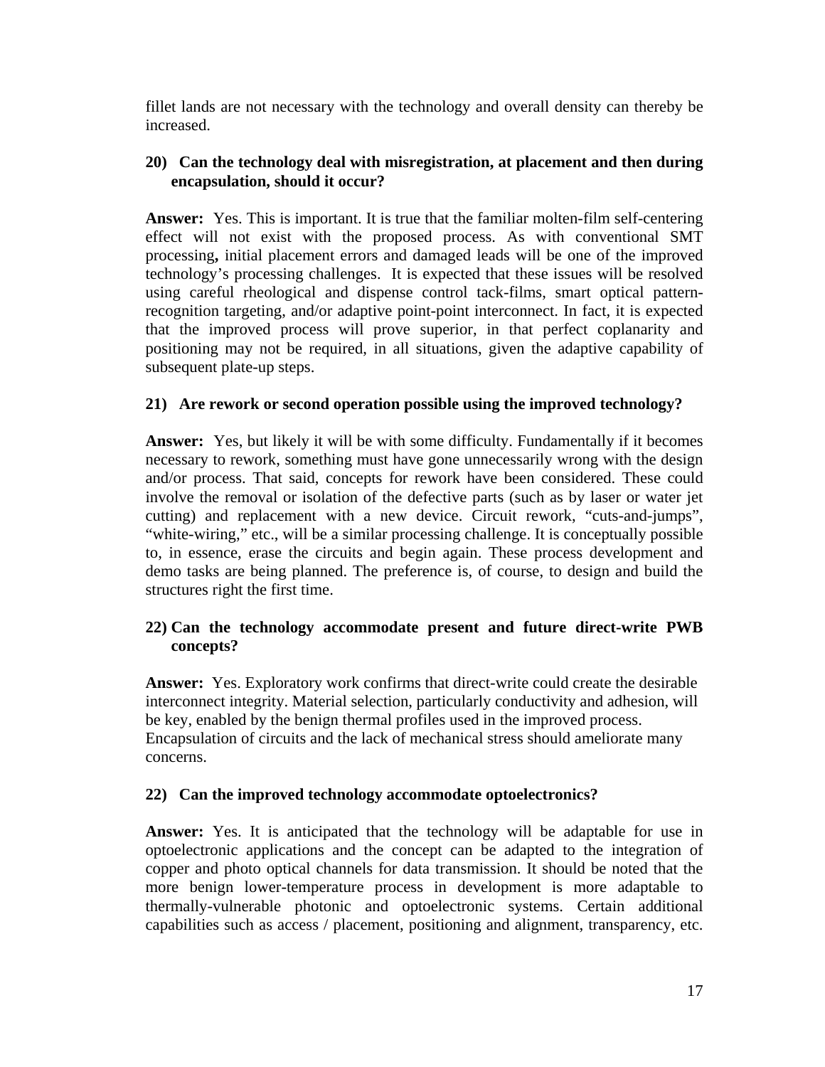fillet lands are not necessary with the technology and overall density can thereby be increased.

**20) Can the technology deal with misregistration, at placement and then during encapsulation, should it occur?**

**Answer:** Yes. This is important. It is true that the familiar molten-film self-centering effect will not exist with the proposed process. As with conventional SMT processing**,** initial placement errors and damaged leads will be one of the improved technology's processing challenges. It is expected that these issues will be resolved using careful rheological and dispense control tack-films, smart optical pattern-recognition targeting, and/or adaptive point-point interconnect. In fact, it is expected that the improved process will prove superior, in that perfect coplanarity and positioning may not be required, in all situations, given the adaptive capability of subsequent plate-up steps.

**21) Are rework or second operation possible using the improved technology?**

**Answer:** Yes, but likely it will be with some difficulty. Fundamentally if it becomes necessary to rework, something must have gone unnecessarily wrong with the design and/or process. That said, concepts for rework have been considered. These could involve the removal or isolation of the defective parts (such as by laser or water jet cutting) and replacement with a new device. Circuit rework, "cuts-and-jumps", "white-wiring," etc., will be a similar processing challenge. It is conceptually possible to, in essence, erase the circuits and begin again. These process development and demo tasks are being planned. The preference is, of course, to design and build the structures right the first time.

**22) Can the technology accommodate present and future direct-write PWB concepts?**

**Answer:** Yes. Exploratory work confirms that direct-write could create the desirable interconnect integrity. Material selection, particularly conductivity and adhesion, will be key, enabled by the benign thermal profiles used in the improved process. Encapsulation of circuits and the lack of mechanical stress should ameliorate many concerns.

**22) Can the improved technology accommodate optoelectronics?**

**Answer:** Yes. It is anticipated that the technology will be adaptable for use in optoelectronic applications and the concept can be adapted to the integration of copper and photo optical channels for data transmission. It should be noted that the more benign lower-temperature process in development is more adaptable to thermally-vulnerable photonic and optoelectronic systems. Certain additional capabilities such as access / placement, positioning and alignment, transparency, etc.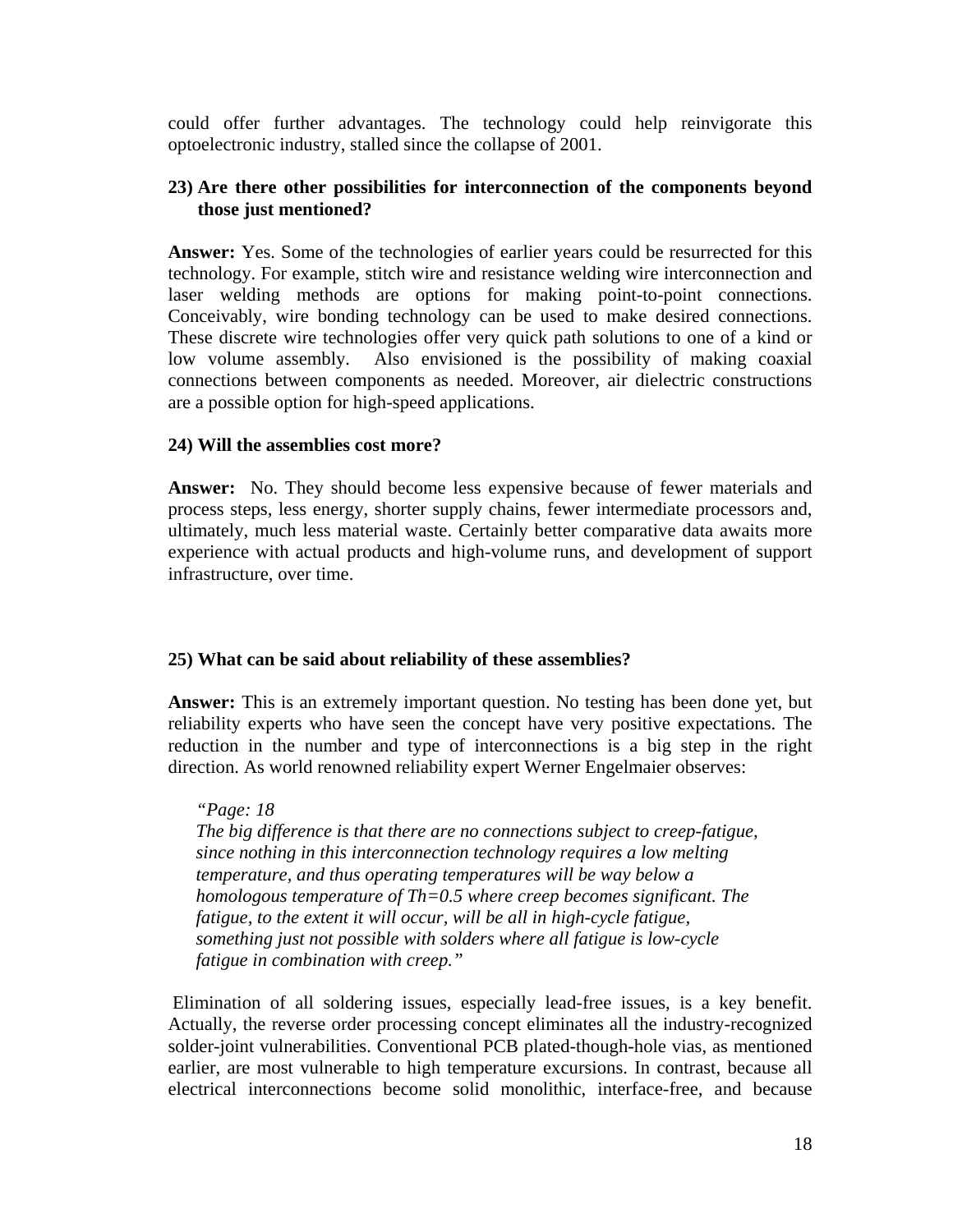could offer further advantages. The technology could help reinvigorate this optoelectronic industry, stalled since the collapse of 2001.

**23) Are there other possibilities for interconnection of the components beyond those just mentioned?**

**Answer:** Yes. Some of the technologies of earlier years could be resurrected for this technology. For example, stitch wire and resistance welding wire interconnection and laser welding methods are options for making point-to-point connections. Conceivably, wire bonding technology can be used to make desired connections. These discrete wire technologies offer very quick path solutions to one of a kind or low volume assembly. Also envisioned is the possibility of making coaxial connections between components as needed. Moreover, air dielectric constructions are a possible option for high-speed applications.

**24) Will the assemblies cost more?**

**Answer:** No. They should become less expensive because of fewer materials and process steps, less energy, shorter supply chains, fewer intermediate processors and, ultimately, much less material waste. Certainly better comparative data awaits more experience with actual products and high-volume runs, and development of support infrastructure, over time.

**25) What can be said about reliability of these assemblies?**

**Answer:** This is an extremely important question. No testing has been done yet, but reliability experts who have seen the concept have very positive expectations. The reduction in the number and type of interconnections is a big step in the right direction. As world renowned reliability expert Werner Engelmaier observes:

> *"Page: 18*
> *The big difference is that there are no connections subject to creep-fatigue, since nothing in this interconnection technology requires a low melting temperature, and thus operating temperatures will be way below a homologous temperature of Th=0.5 where creep becomes significant. The fatigue, to the extent it will occur, will be all in high-cycle fatigue, something just not possible with solders where all fatigue is low-cycle fatigue in combination with creep."*

Elimination of all soldering issues, especially lead-free issues, is a key benefit. Actually, the reverse order processing concept eliminates all the industry-recognized solder-joint vulnerabilities. Conventional PCB plated-though-hole vias, as mentioned earlier, are most vulnerable to high temperature excursions. In contrast, because all electrical interconnections become solid monolithic, interface-free, and because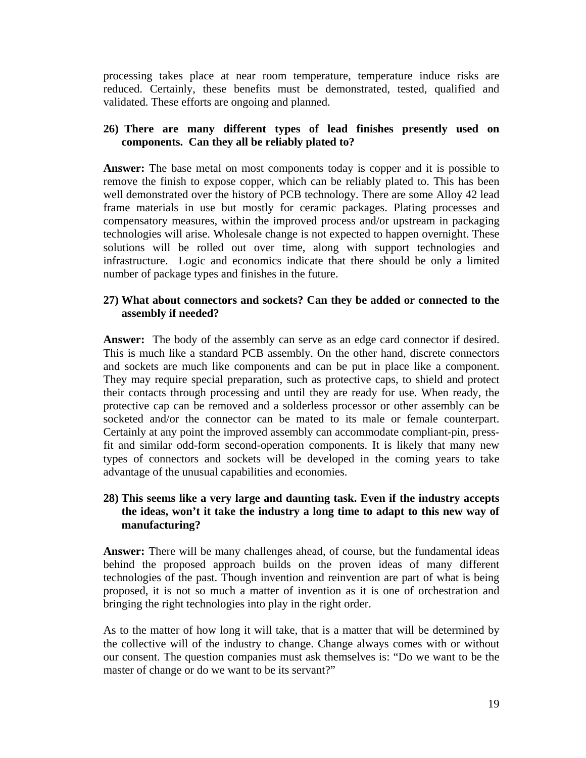processing takes place at near room temperature, temperature induce risks are reduced. Certainly, these benefits must be demonstrated, tested, qualified and validated. These efforts are ongoing and planned.

**26) There are many different types of lead finishes presently used on components. Can they all be reliably plated to?**

**Answer:** The base metal on most components today is copper and it is possible to remove the finish to expose copper, which can be reliably plated to. This has been well demonstrated over the history of PCB technology. There are some Alloy 42 lead frame materials in use but mostly for ceramic packages. Plating processes and compensatory measures, within the improved process and/or upstream in packaging technologies will arise. Wholesale change is not expected to happen overnight. These solutions will be rolled out over time, along with support technologies and infrastructure. Logic and economics indicate that there should be only a limited number of package types and finishes in the future.

**27) What about connectors and sockets? Can they be added or connected to the assembly if needed?**

**Answer:** The body of the assembly can serve as an edge card connector if desired. This is much like a standard PCB assembly. On the other hand, discrete connectors and sockets are much like components and can be put in place like a component. They may require special preparation, such as protective caps, to shield and protect their contacts through processing and until they are ready for use. When ready, the protective cap can be removed and a solderless processor or other assembly can be socketed and/or the connector can be mated to its male or female counterpart. Certainly at any point the improved assembly can accommodate compliant-pin, press-fit and similar odd-form second-operation components. It is likely that many new types of connectors and sockets will be developed in the coming years to take advantage of the unusual capabilities and economies.

**28) This seems like a very large and daunting task. Even if the industry accepts the ideas, won't it take the industry a long time to adapt to this new way of manufacturing?**

**Answer:** There will be many challenges ahead, of course, but the fundamental ideas behind the proposed approach builds on the proven ideas of many different technologies of the past. Though invention and reinvention are part of what is being proposed, it is not so much a matter of invention as it is one of orchestration and bringing the right technologies into play in the right order.

As to the matter of how long it will take, that is a matter that will be determined by the collective will of the industry to change. Change always comes with or without our consent. The question companies must ask themselves is: "Do we want to be the master of change or do we want to be its servant?"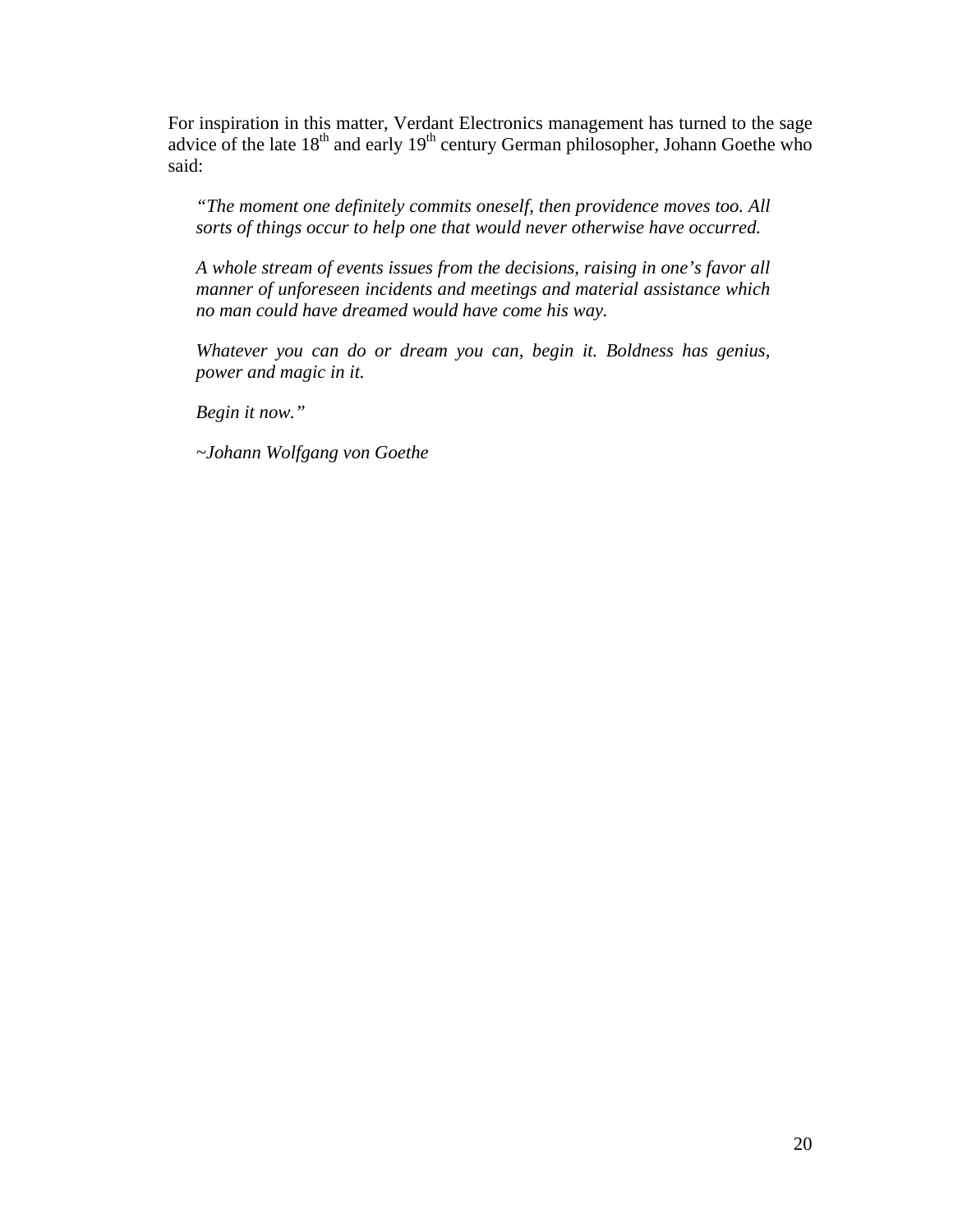For inspiration in this matter, Verdant Electronics management has turned to the sage advice of the late 18th and early 19th century German philosopher, Johann Goethe who said:

> *"The moment one definitely commits oneself, then providence moves too. All sorts of things occur to help one that would never otherwise have occurred.*
>
> *A whole stream of events issues from the decisions, raising in one's favor all manner of unforeseen incidents and meetings and material assistance which no man could have dreamed would have come his way.*
>
> *Whatever you can do or dream you can, begin it. Boldness has genius, power and magic in it.*
>
> *Begin it now."*
>
> *~Johann Wolfgang von Goethe*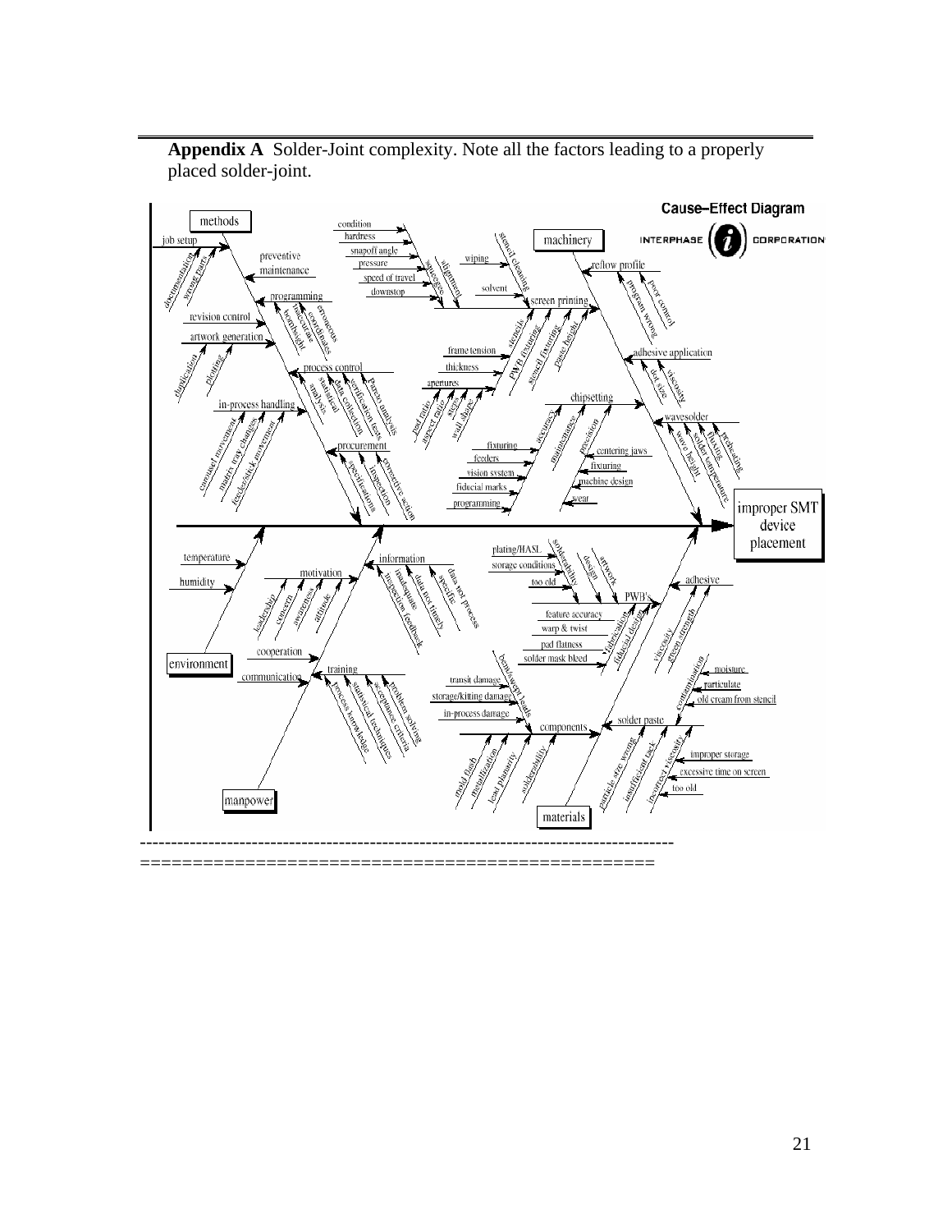**Appendix A** Solder-Joint complexity. Note all the factors leading to a properly placed solder-joint.

**Cause–Effect Diagram** (INTERPHASE CORPORATION)

Effect: **improper SMT device placement**

- **methods**
  - job setup
    - documentation
    - wrong parts
  - preventive maintenance
  - programming
    - erroneous coordinates
    - inaccurate
    - bomheight
  - revision control
  - artwork generation
    - digitization
    - plotting
  - process control
    - Pareto analysis
    - certification tests
    - data collection
    - statistical analysis
  - in-process handling
    - carousel movement
    - matrix tray changes
    - feeder/stick movement
  - procurement
    - corrective action
    - inspection
    - specifications
- **machinery**
  - screen printing
    - squeegee
      - condition
      - hardness
      - snapoff angle
      - pressure
      - speed of travel
      - downstop
    - alignment
    - stencil cleaning
      - wiping
      - solvent
    - stencils
      - frame tension
      - thickness
      - apertures
        - pad ratio
        - aspect ratio
        - steps
        - wall shape
    - PWB fixturing
    - stencil fixturing
    - paste height
  - reflow profile
    - poor control
    - program wrong
  - adhesive application
    - viscosity
    - dot size
  - chipsetting
    - accuracy
      - fixturing
      - feeders
      - vision system
      - fiducial marks
      - programming
    - maintenance
    - precision
      - centering jaws
      - fixturing
      - machine design
      - wear
  - wavesolder
    - preheating
    - fluxing
    - solder temperature
    - wave height
- **environment**
  - temperature
  - humidity
- **manpower**
  - motivation
    - leadership
    - concern
    - awareness
    - attitude
  - information
    - data not process specific
    - data not timely
    - inadequate inspection feedback
  - cooperation
  - communication
  - training
    - problem solving
    - acceptance criteria
    - statistical techniques
    - process knowledge
- **materials**
  - PWB's
    - solderability
      - plating/HASL
      - storage conditions
      - too old
    - design
    - artwork
    - feature accuracy
    - warp & twist
    - pad flatness
    - solder mask bleed
    - fabrication
    - fiducial design
  - adhesive
    - viscosity
    - green strength
  - components
    - bent/skewed leads
    - transit damage
    - storage/kitting damage
    - in-process damage
    - mold flash
    - metallization
    - lead planarity
    - solderability
  - solder paste
    - contamination
      - moisture
      - particulate
      - old cream from stencil
    - particle size wrong
    - insufficient tack
    - incorrect viscosity
      - improper storage
      - excessive time on screen
      - too old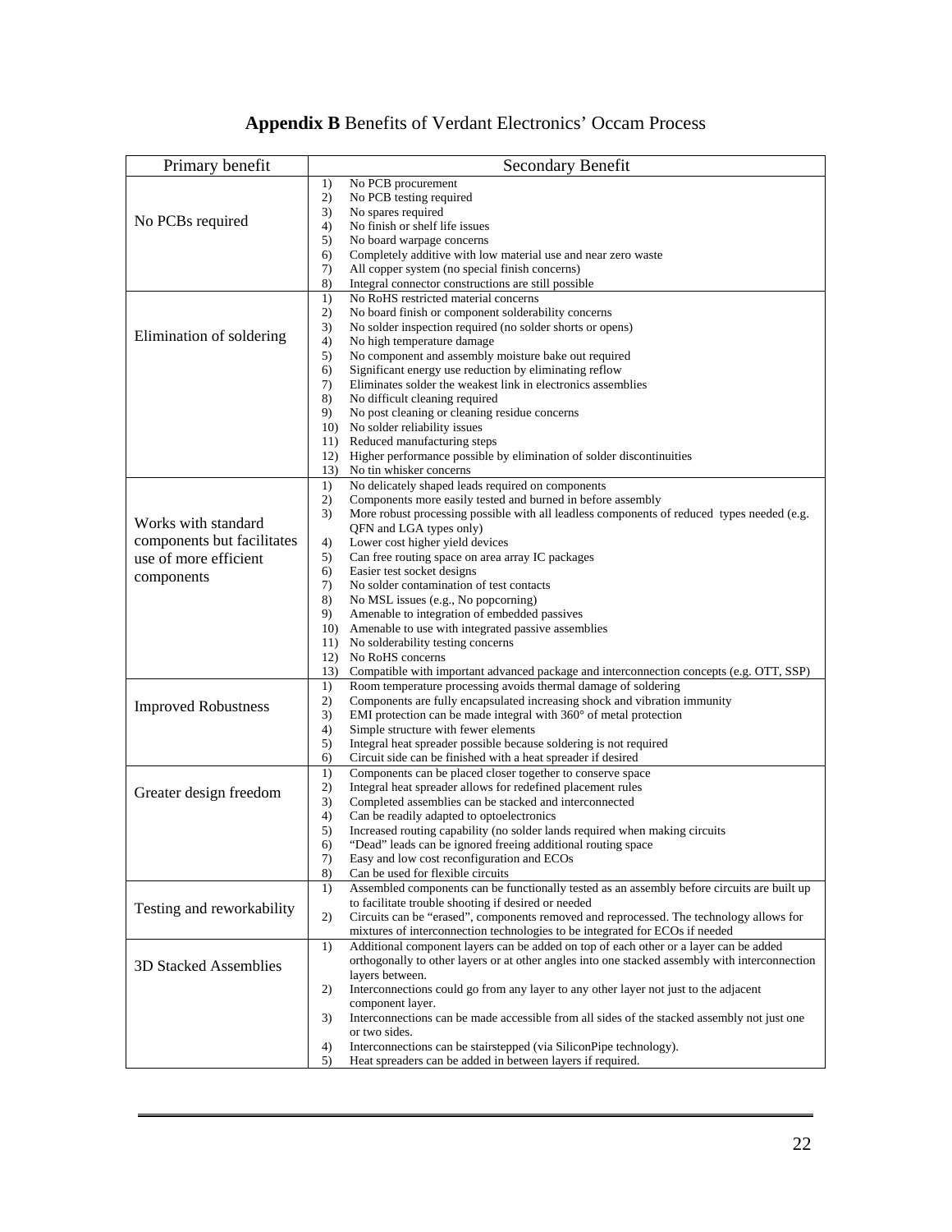## **Appendix B** Benefits of Verdant Electronics' Occam Process

| Primary benefit | Secondary Benefit |
| --- | --- |
| No PCBs required | 1) No PCB procurement<br>2) No PCB testing required<br>3) No spares required<br>4) No finish or shelf life issues<br>5) No board warpage concerns<br>6) Completely additive with low material use and near zero waste<br>7) All copper system (no special finish concerns)<br>8) Integral connector constructions are still possible |
| Elimination of soldering | 1) No RoHS restricted material concerns<br>2) No board finish or component solderability concerns<br>3) No solder inspection required (no solder shorts or opens)<br>4) No high temperature damage<br>5) No component and assembly moisture bake out required<br>6) Significant energy use reduction by eliminating reflow<br>7) Eliminates solder the weakest link in electronics assemblies<br>8) No difficult cleaning required<br>9) No post cleaning or cleaning residue concerns<br>10) No solder reliability issues<br>11) Reduced manufacturing steps<br>12) Higher performance possible by elimination of solder discontinuities<br>13) No tin whisker concerns |
| Works with standard components but facilitates use of more efficient components | 1) No delicately shaped leads required on components<br>2) Components more easily tested and burned in before assembly<br>3) More robust processing possible with all leadless components of reduced types needed (e.g. QFN and LGA types only)<br>4) Lower cost higher yield devices<br>5) Can free routing space on area array IC packages<br>6) Easier test socket designs<br>7) No solder contamination of test contacts<br>8) No MSL issues (e.g., No popcorning)<br>9) Amenable to integration of embedded passives<br>10) Amenable to use with integrated passive assemblies<br>11) No solderability testing concerns<br>12) No RoHS concerns<br>13) Compatible with important advanced package and interconnection concepts (e.g. OTT, SSP) |
| Improved Robustness | 1) Room temperature processing avoids thermal damage of soldering<br>2) Components are fully encapsulated increasing shock and vibration immunity<br>3) EMI protection can be made integral with 360° of metal protection<br>4) Simple structure with fewer elements<br>5) Integral heat spreader possible because soldering is not required<br>6) Circuit side can be finished with a heat spreader if desired |
| Greater design freedom | 1) Components can be placed closer together to conserve space<br>2) Integral heat spreader allows for redefined placement rules<br>3) Completed assemblies can be stacked and interconnected<br>4) Can be readily adapted to optoelectronics<br>5) Increased routing capability (no solder lands required when making circuits<br>6) "Dead" leads can be ignored freeing additional routing space<br>7) Easy and low cost reconfiguration and ECOs<br>8) Can be used for flexible circuits |
| Testing and reworkability | 1) Assembled components can be functionally tested as an assembly before circuits are built up to facilitate trouble shooting if desired or needed<br>2) Circuits can be "erased", components removed and reprocessed. The technology allows for mixtures of interconnection technologies to be integrated for ECOs if needed |
| 3D Stacked Assemblies | 1) Additional component layers can be added on top of each other or a layer can be added orthogonally to other layers or at other angles into one stacked assembly with interconnection layers between.<br>2) Interconnections could go from any layer to any other layer not just to the adjacent component layer.<br>3) Interconnections can be made accessible from all sides of the stacked assembly not just one or two sides.<br>4) Interconnections can be stairstepped (via SiliconPipe technology).<br>5) Heat spreaders can be added in between layers if required. |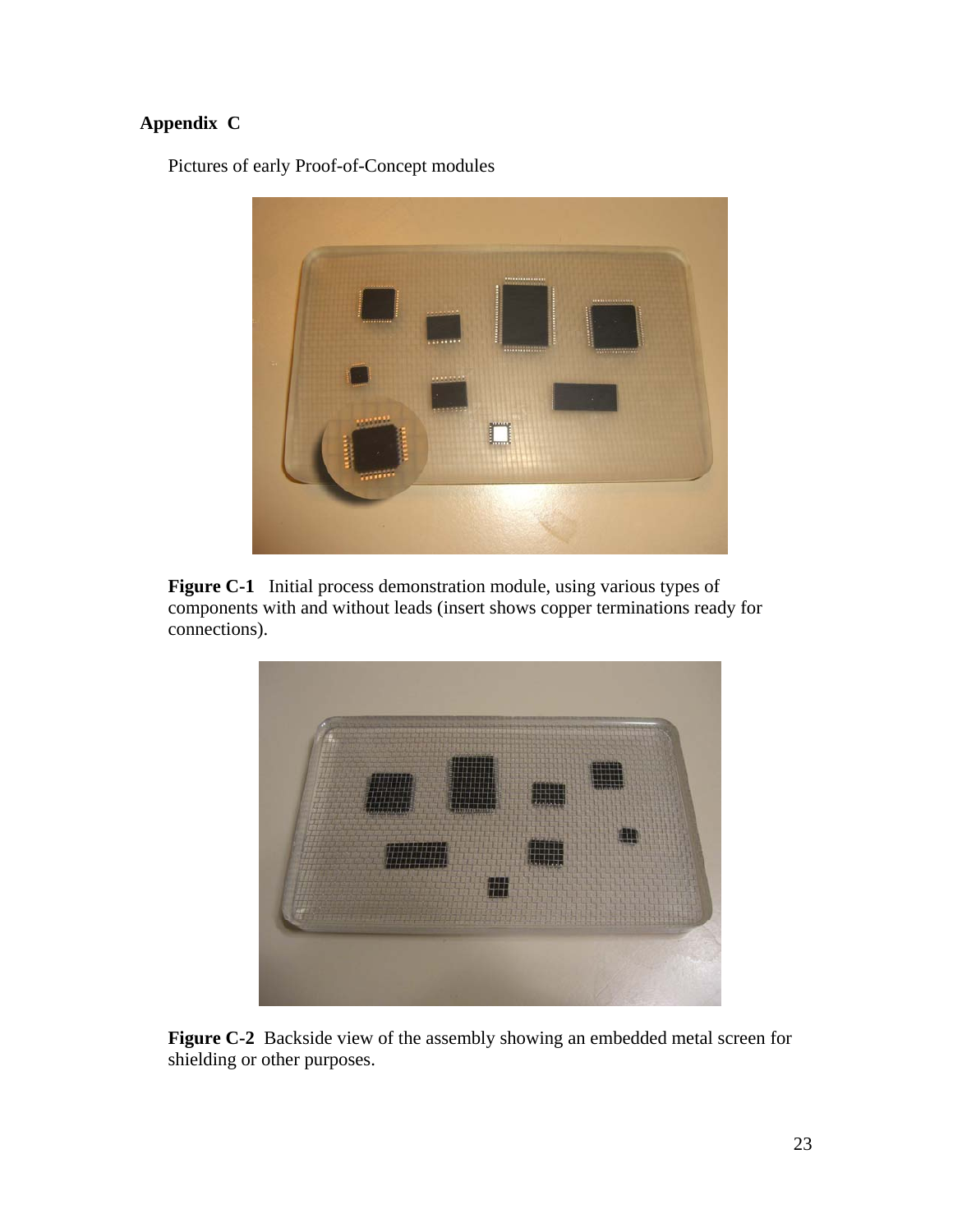## Appendix C

Pictures of early Proof-of-Concept modules

**Figure C-1** Initial process demonstration module, using various types of components with and without leads (insert shows copper terminations ready for connections).

**Figure C-2** Backside view of the assembly showing an embedded metal screen for shielding or other purposes.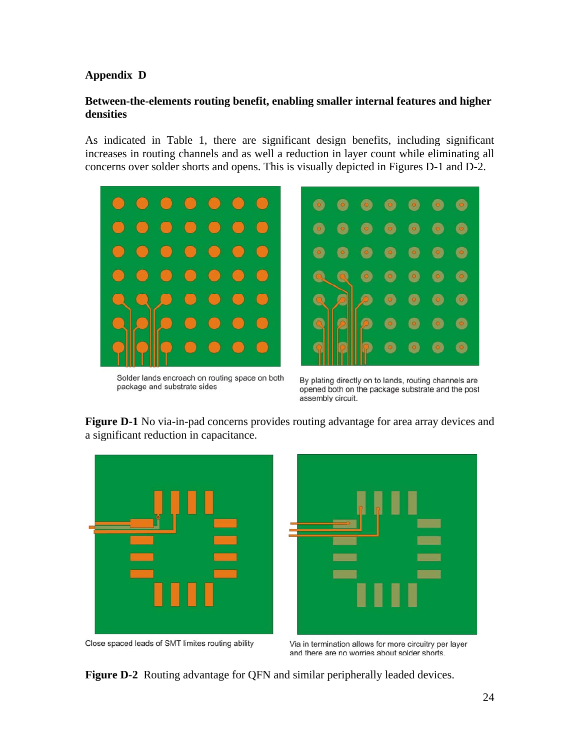## Appendix D

### Between-the-elements routing benefit, enabling smaller internal features and higher densities

As indicated in Table 1, there are significant design benefits, including significant increases in routing channels and as well a reduction in layer count while eliminating all concerns over solder shorts and opens. This is visually depicted in Figures D-1 and D-2.

Solder lands encroach on routing space on both package and substrate sides

By plating directly on to lands, routing channels are opened both on the package substrate and the post assembly circuit.

**Figure D-1** No via-in-pad concerns provides routing advantage for area array devices and a significant reduction in capacitance.

Close spaced leads of SMT limites routing ability

Via in termination allows for more circuitry per layer and there are no worries about solder shorts.

**Figure D-2** Routing advantage for QFN and similar peripherally leaded devices.